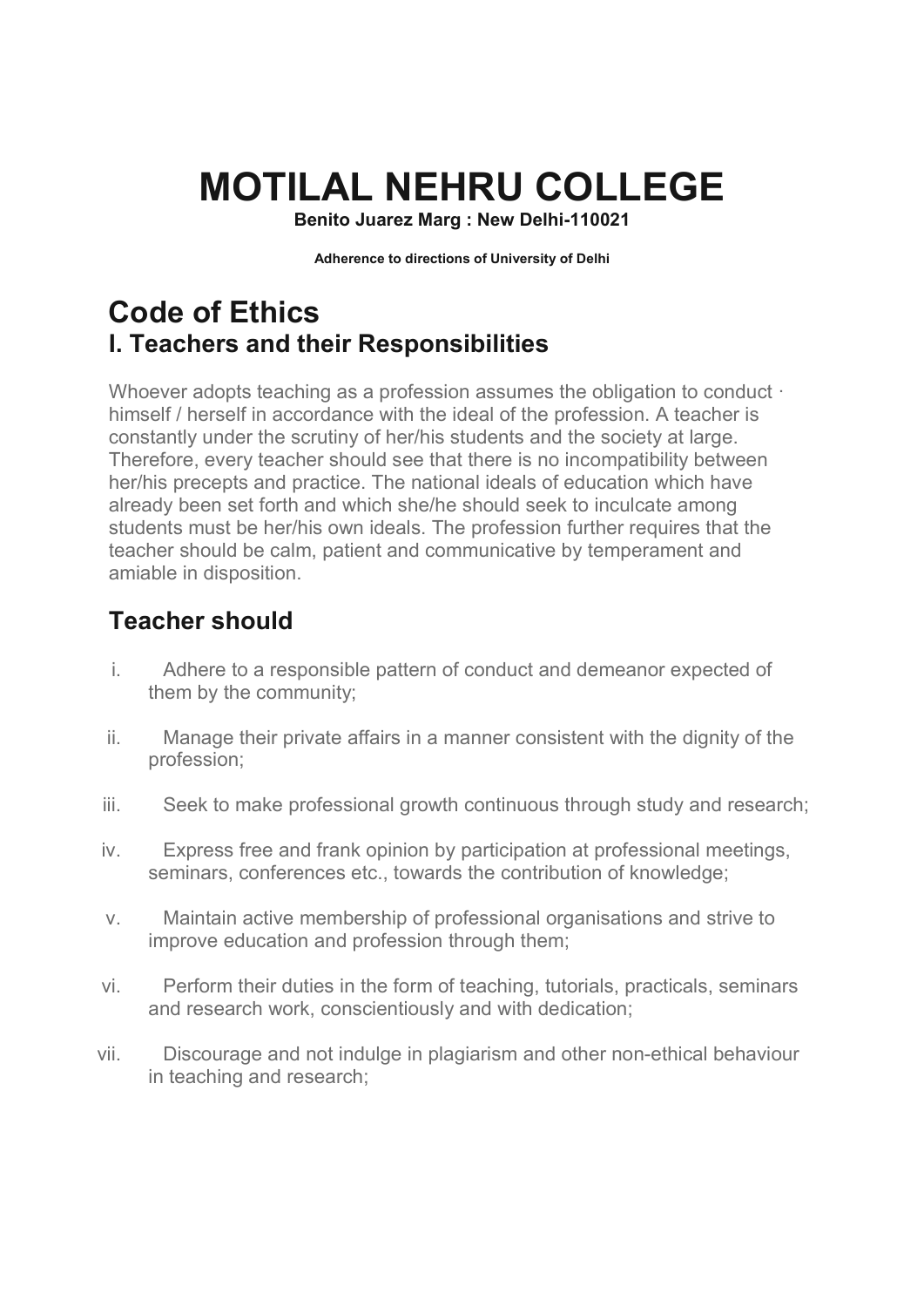# MOTILAL NEHRU COLLEGE

**Benito Juarez Marg : New Delhi-110021**

**Adherence to directions of University of Delhi**

# Code of Ethics

## I. Teachers and their Responsibilities

Whoever adopts teaching as a profession assumes the obligation to conduct · himself / herself in accordance with the ideal of the profession. A teacher is constantly under the scrutiny of her/his students and the society at large. Therefore, every teacher should see that there is no incompatibility between her/his precepts and practice. The national ideals of education which have already been set forth and which she/he should seek to inculcate among students must be her/his own ideals. The profession further requires that the teacher should be calm, patient and communicative by temperament and amiable in disposition.

## Teacher should

i. Adhere to a responsible pattern of conduct and demeanor expected of them by the community;

ii. Manage their private affairs in a manner consistent with the dignity of the profession;

iii. Seek to make professional growth continuous through study and research;

iv. Express free and frank opinion by participation at professional meetings, seminars, conferences etc., towards the contribution of knowledge;

v. Maintain active membership of professional organisations and strive to improve education and profession through them;

vi. Perform their duties in the form of teaching, tutorials, practicals, seminars and research work, conscientiously and with dedication;

vii. Discourage and not indulge in plagiarism and other non-ethical behaviour in teaching and research;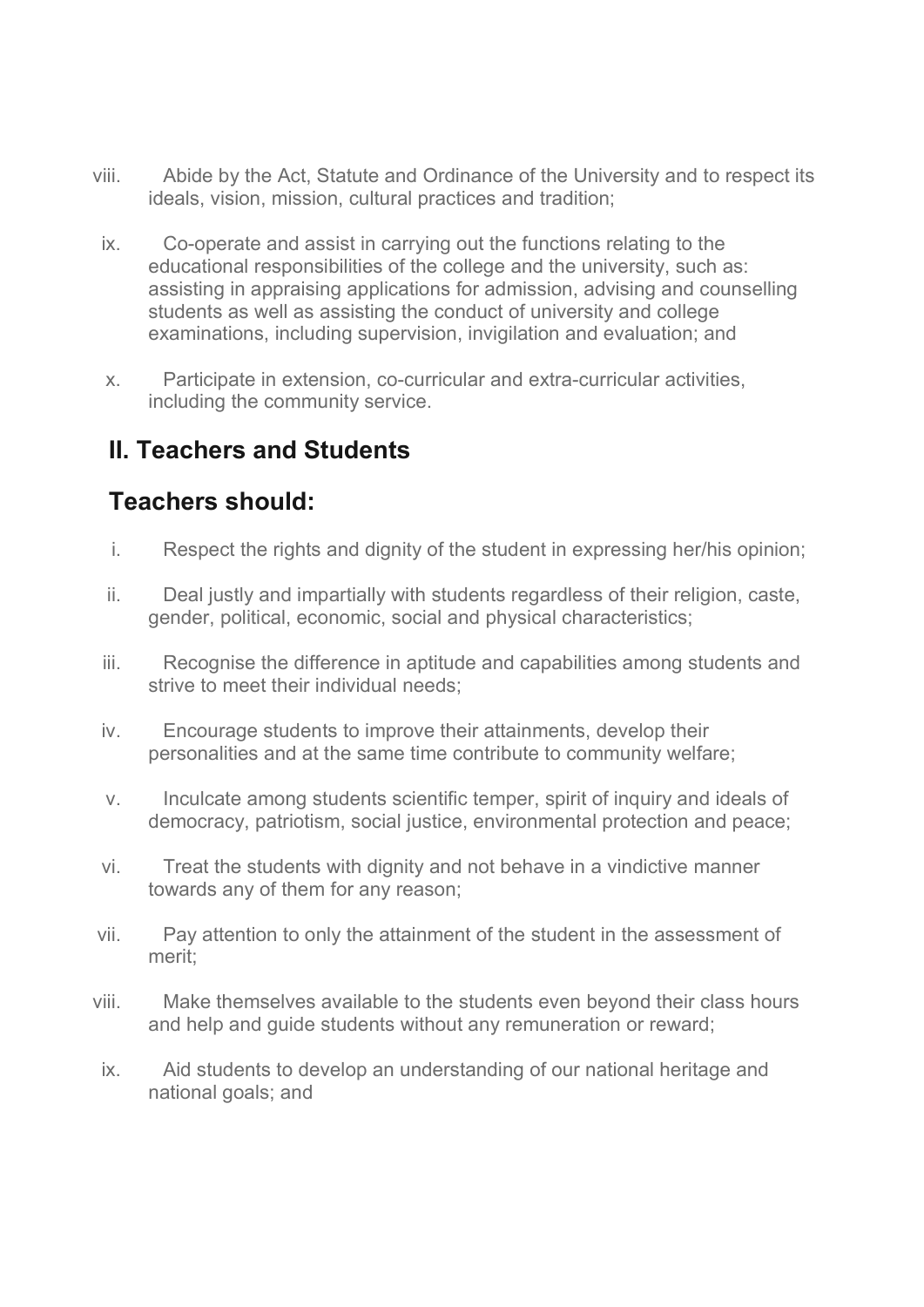viii. Abide by the Act, Statute and Ordinance of the University and to respect its ideals, vision, mission, cultural practices and tradition;

ix. Co-operate and assist in carrying out the functions relating to the educational responsibilities of the college and the university, such as: assisting in appraising applications for admission, advising and counselling students as well as assisting the conduct of university and college examinations, including supervision, invigilation and evaluation; and

x. Participate in extension, co-curricular and extra-curricular activities, including the community service.

## II. Teachers and Students

## Teachers should:

i. Respect the rights and dignity of the student in expressing her/his opinion;

ii. Deal justly and impartially with students regardless of their religion, caste, gender, political, economic, social and physical characteristics;

iii. Recognise the difference in aptitude and capabilities among students and strive to meet their individual needs;

iv. Encourage students to improve their attainments, develop their personalities and at the same time contribute to community welfare;

v. Inculcate among students scientific temper, spirit of inquiry and ideals of democracy, patriotism, social justice, environmental protection and peace;

vi. Treat the students with dignity and not behave in a vindictive manner towards any of them for any reason;

vii. Pay attention to only the attainment of the student in the assessment of merit;

viii. Make themselves available to the students even beyond their class hours and help and guide students without any remuneration or reward;

ix. Aid students to develop an understanding of our national heritage and national goals; and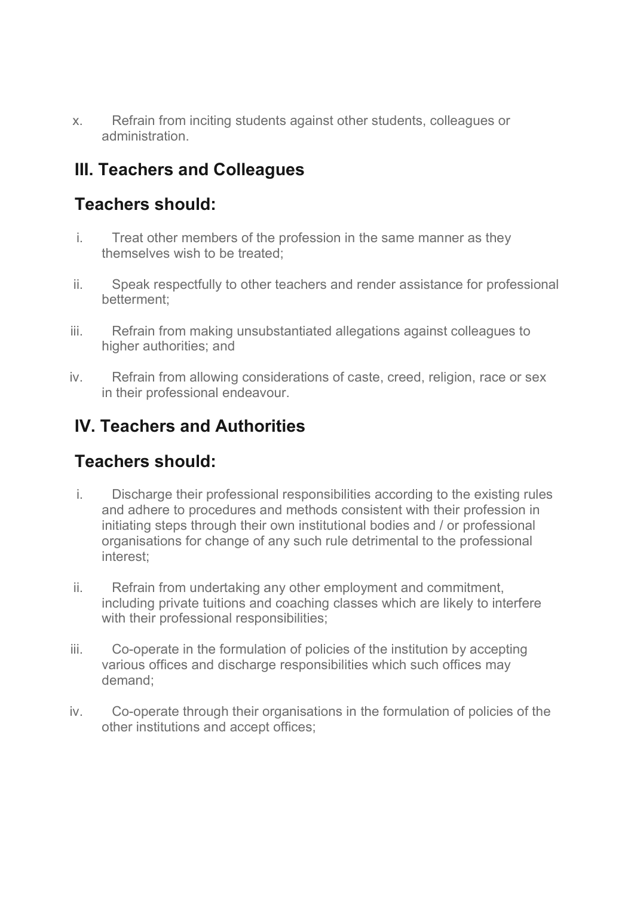x. Refrain from inciting students against other students, colleagues or administration.

## III. Teachers and Colleagues

## Teachers should:

i. Treat other members of the profession in the same manner as they themselves wish to be treated;

ii. Speak respectfully to other teachers and render assistance for professional betterment;

iii. Refrain from making unsubstantiated allegations against colleagues to higher authorities; and

iv. Refrain from allowing considerations of caste, creed, religion, race or sex in their professional endeavour.

## IV. Teachers and Authorities

## Teachers should:

i. Discharge their professional responsibilities according to the existing rules and adhere to procedures and methods consistent with their profession in initiating steps through their own institutional bodies and / or professional organisations for change of any such rule detrimental to the professional interest;

ii. Refrain from undertaking any other employment and commitment, including private tuitions and coaching classes which are likely to interfere with their professional responsibilities;

iii. Co-operate in the formulation of policies of the institution by accepting various offices and discharge responsibilities which such offices may demand;

iv. Co-operate through their organisations in the formulation of policies of the other institutions and accept offices;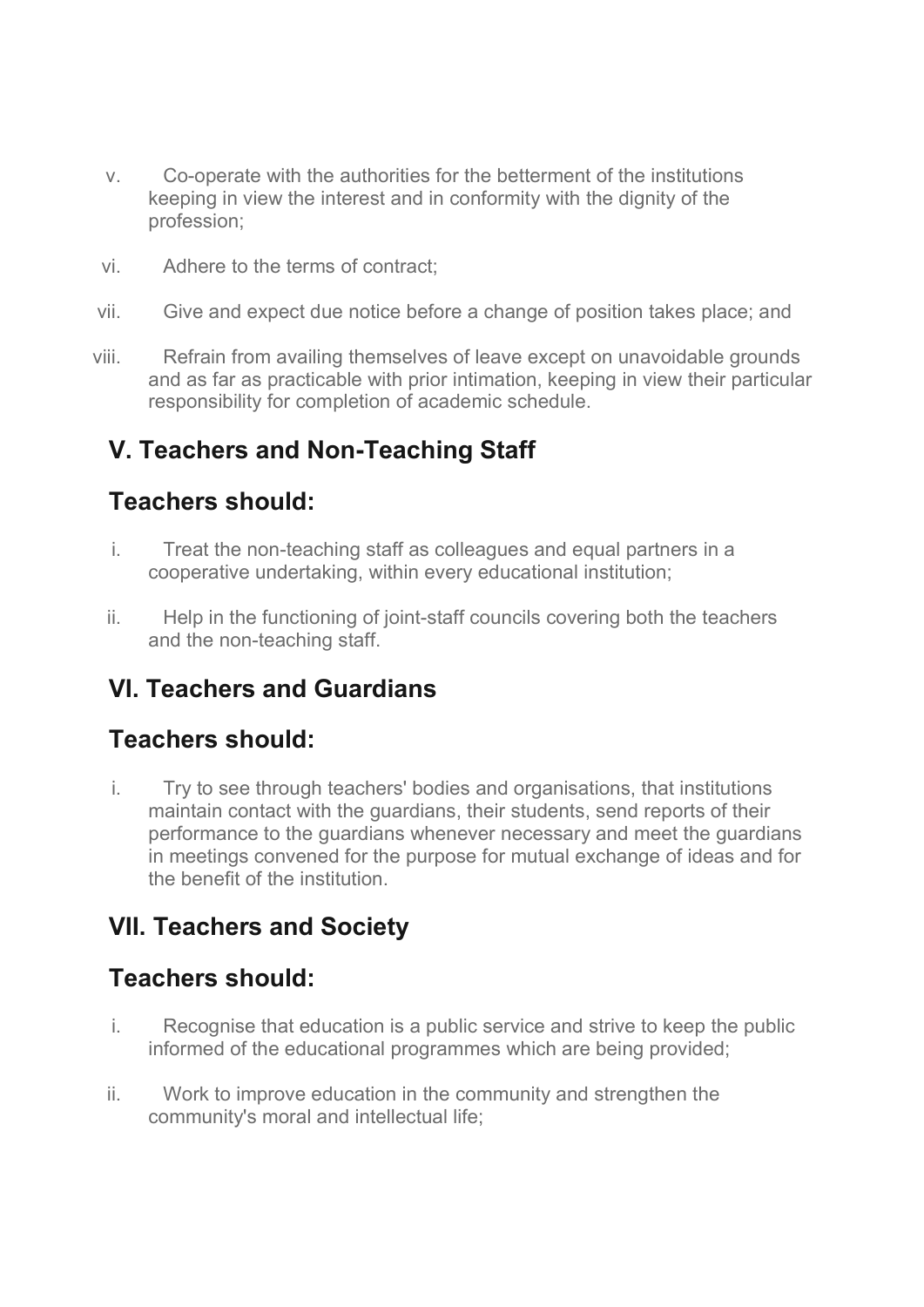v. Co-operate with the authorities for the betterment of the institutions keeping in view the interest and in conformity with the dignity of the profession;

vi. Adhere to the terms of contract;

vii. Give and expect due notice before a change of position takes place; and

viii. Refrain from availing themselves of leave except on unavoidable grounds and as far as practicable with prior intimation, keeping in view their particular responsibility for completion of academic schedule.

## V. Teachers and Non-Teaching Staff

## Teachers should:

i. Treat the non-teaching staff as colleagues and equal partners in a cooperative undertaking, within every educational institution;

ii. Help in the functioning of joint-staff councils covering both the teachers and the non-teaching staff.

## VI. Teachers and Guardians

## Teachers should:

i. Try to see through teachers' bodies and organisations, that institutions maintain contact with the guardians, their students, send reports of their performance to the guardians whenever necessary and meet the guardians in meetings convened for the purpose for mutual exchange of ideas and for the benefit of the institution.

## VII. Teachers and Society

## Teachers should:

i. Recognise that education is a public service and strive to keep the public informed of the educational programmes which are being provided;

ii. Work to improve education in the community and strengthen the community's moral and intellectual life;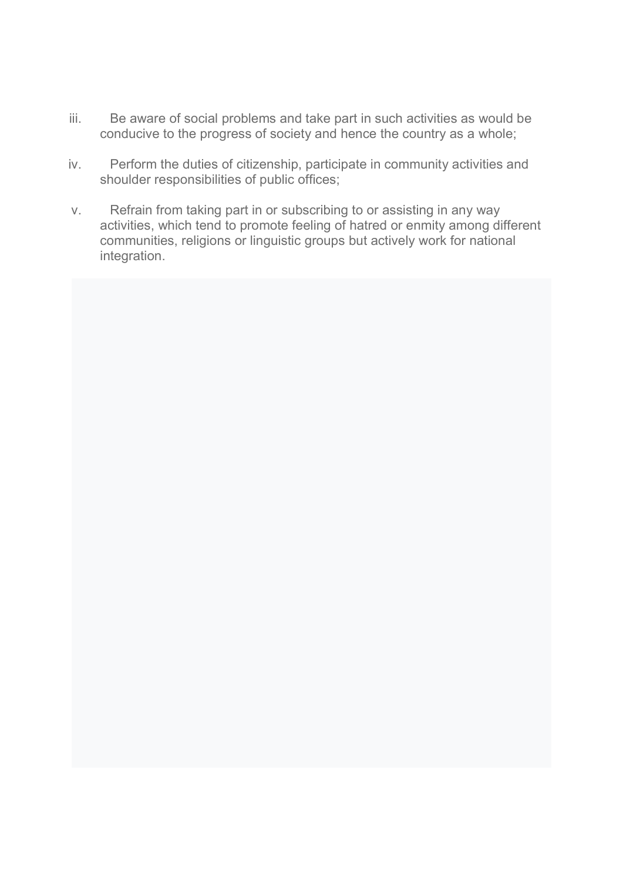iii. Be aware of social problems and take part in such activities as would be conducive to the progress of society and hence the country as a whole;

iv. Perform the duties of citizenship, participate in community activities and shoulder responsibilities of public offices;

v. Refrain from taking part in or subscribing to or assisting in any way activities, which tend to promote feeling of hatred or enmity among different communities, religions or linguistic groups but actively work for national integration.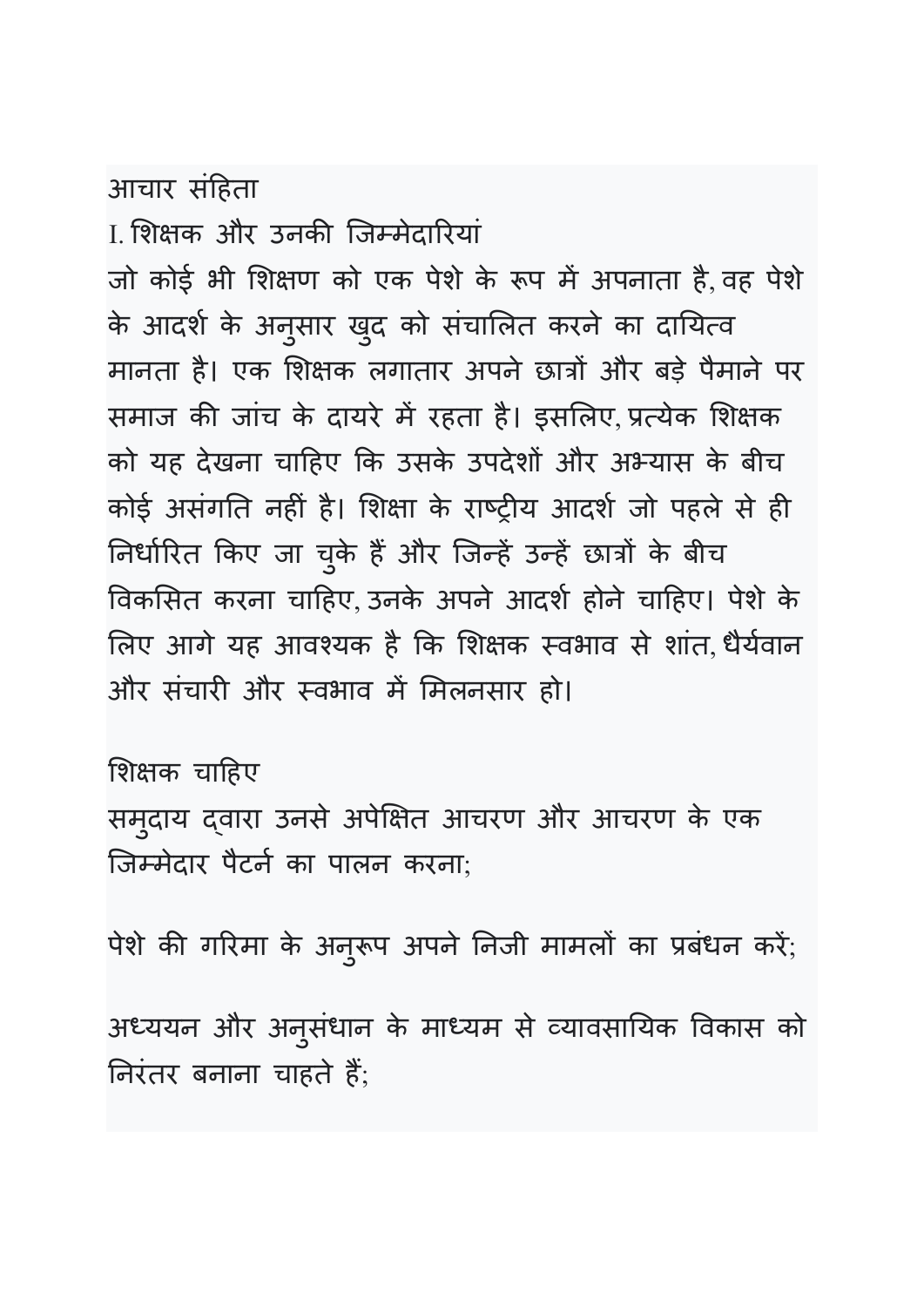आचार संहिता

I. शिक्षक और उनकी जिम्मेदारियां

जो कोई भी शिक्षण को एक पेशे के रूप में अपनाता है, वह पेशे के आदर्श के अनुसार खुद को संचालित करने का दायित्व मानता है। एक शिक्षक लगातार अपने छात्रों और बड़े पैमाने पर समाज की जांच के दायरे में रहता है। इसलिए, प्रत्येक शिक्षक को यह देखना चाहिए कि उसके उपदेशों और अभ्यास के बीच कोई असंगति नहीं है। शिक्षा के राष्ट्रीय आदर्श जो पहले से ही निर्धारित किए जा चुके हैं और जिन्हें उन्हें छात्रों के बीच विकसित करना चाहिए, उनके अपने आदर्श होने चाहिए। पेशे के लिए आगे यह आवश्यक है कि शिक्षक स्वभाव से शांत, धैर्यवान और संचारी और स्वभाव में मिलनसार हो।

शिक्षक चाहिए

समुदाय द्वारा उनसे अपेक्षित आचरण और आचरण के एक जिम्मेदार पैटर्न का पालन करना;

पेशे की गरिमा के अनुरूप अपने निजी मामलों का प्रबंधन करें;

अध्ययन और अनुसंधान के माध्यम से व्यावसायिक विकास को निरंतर बनाना चाहते हैं;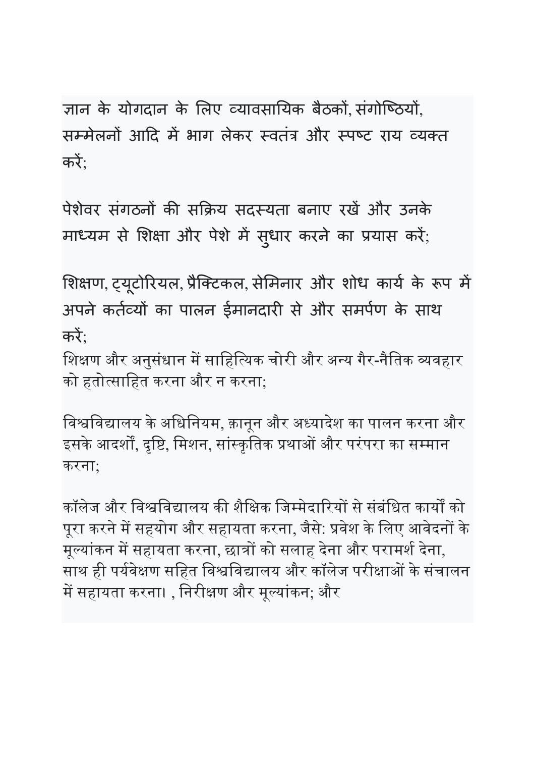ज्ञान के योगदान के लिए व्यावसायिक बैठकों, संगोष्ठियों, सम्मेलनों आदि में भाग लेकर स्वतंत्र और स्पष्ट राय व्यक्त करें;

पेशेवर संगठनों की सक्रिय सदस्यता बनाए रखें और उनके माध्यम से शिक्षा और पेशे में सुधार करने का प्रयास करें;

शिक्षण, ट्यूटोरियल, प्रैक्टिकल, सेमिनार और शोध कार्य के रूप में अपने कर्तव्यों का पालन ईमानदारी से और समर्पण के साथ करें;

शिक्षण और अनुसंधान में साहित्यिक चोरी और अन्य गैर-नैतिक व्यवहार को हतोत्साहित करना और न करना;

विश्वविद्यालय के अधिनियम, क़ानून और अध्यादेश का पालन करना और इसके आदर्शों, दृष्टि, मिशन, सांस्कृतिक प्रथाओं और परंपरा का सम्मान करना;

कॉलेज और विश्वविद्यालय की शैक्षिक जिम्मेदारियों से संबंधित कार्यों को पूरा करने में सहयोग और सहायता करना, जैसे: प्रवेश के लिए आवेदनों के मूल्यांकन में सहायता करना, छात्रों को सलाह देना और परामर्श देना, साथ ही पर्यवेक्षण सहित विश्वविद्यालय और कॉलेज परीक्षाओं के संचालन में सहायता करना। , निरीक्षण और मूल्यांकन; और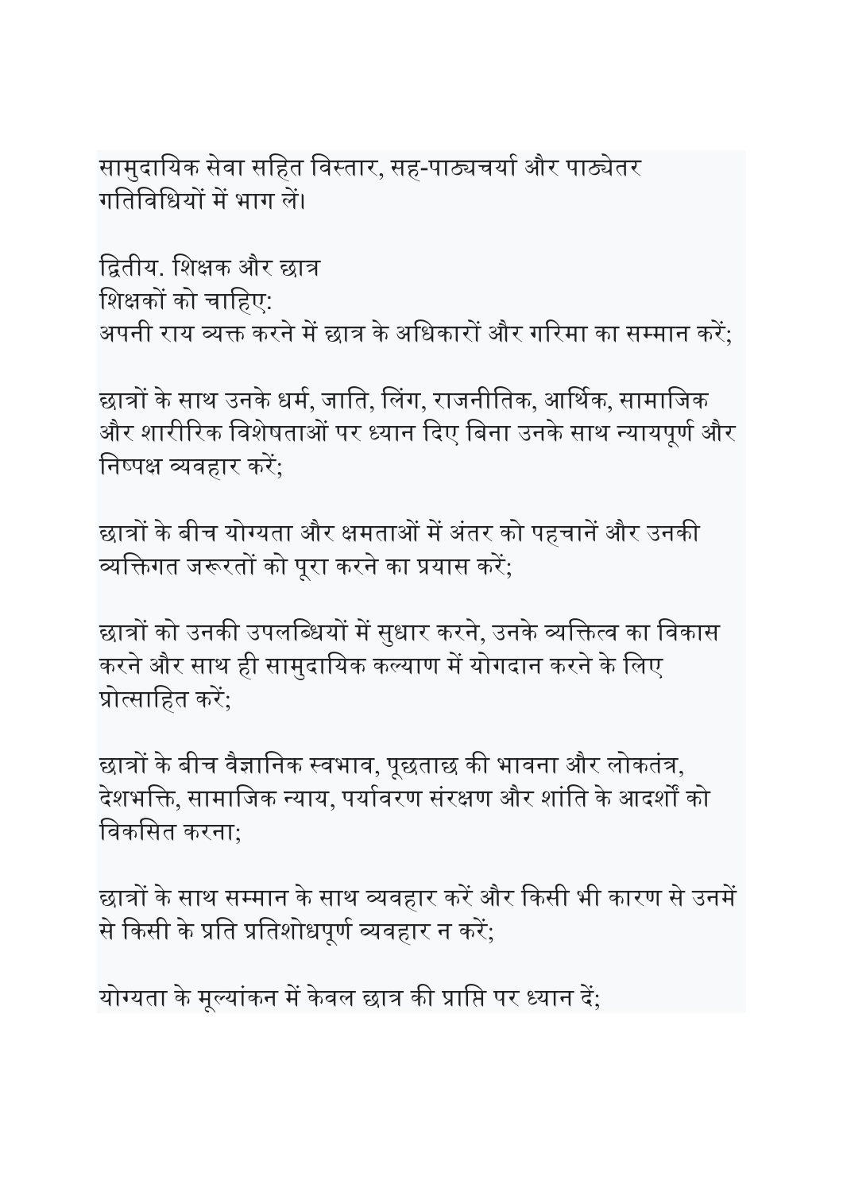सामुदायिक सेवा सहित विस्तार, सह-पाठ्यचर्या और पाठ्येतर गतिविधियों में भाग लें।

द्वितीय. शिक्षक और छात्र

शिक्षकों को चाहिए:

अपनी राय व्यक्त करने में छात्र के अधिकारों और गरिमा का सम्मान करें;

छात्रों के साथ उनके धर्म, जाति, लिंग, राजनीतिक, आर्थिक, सामाजिक और शारीरिक विशेषताओं पर ध्यान दिए बिना उनके साथ न्यायपूर्ण और निष्पक्ष व्यवहार करें;

छात्रों के बीच योग्यता और क्षमताओं में अंतर को पहचानें और उनकी व्यक्तिगत जरूरतों को पूरा करने का प्रयास करें;

छात्रों को उनकी उपलब्धियों में सुधार करने, उनके व्यक्तित्व का विकास करने और साथ ही सामुदायिक कल्याण में योगदान करने के लिए प्रोत्साहित करें;

छात्रों के बीच वैज्ञानिक स्वभाव, पूछताछ की भावना और लोकतंत्र, देशभक्ति, सामाजिक न्याय, पर्यावरण संरक्षण और शांति के आदर्शों को विकसित करना;

छात्रों के साथ सम्मान के साथ व्यवहार करें और किसी भी कारण से उनमें से किसी के प्रति प्रतिशोधपूर्ण व्यवहार न करें;

योग्यता के मूल्यांकन में केवल छात्र की प्राप्ति पर ध्यान दें;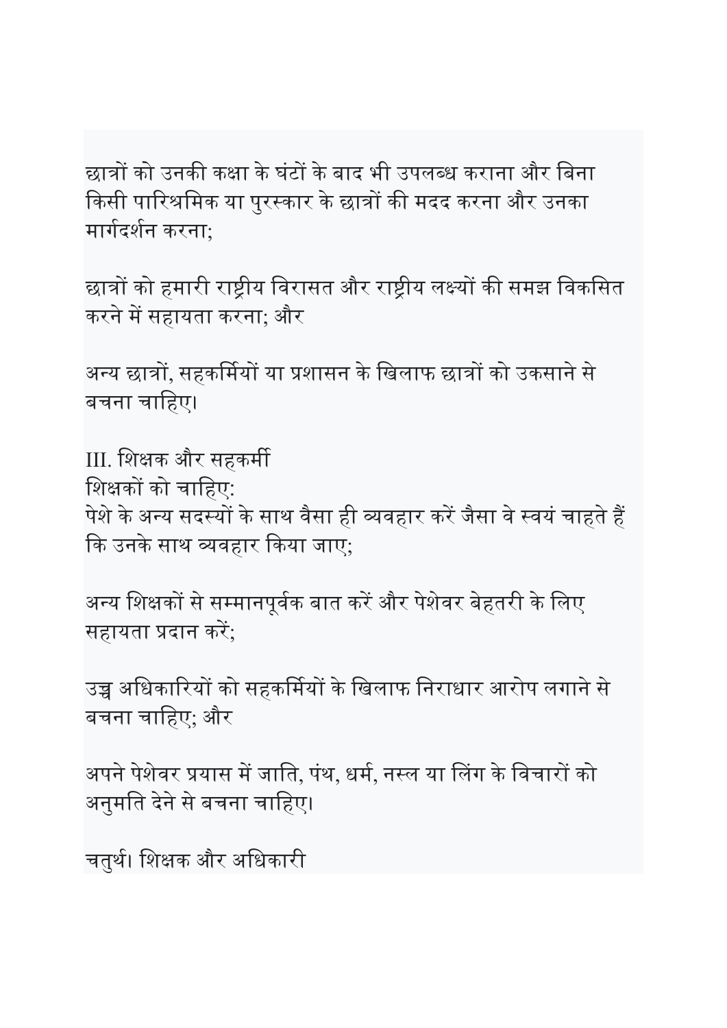छात्रों को उनकी कक्षा के घंटों के बाद भी उपलब्ध कराना और बिना किसी पारिश्रमिक या पुरस्कार के छात्रों की मदद करना और उनका मार्गदर्शन करना;

छात्रों को हमारी राष्ट्रीय विरासत और राष्ट्रीय लक्ष्यों की समझ विकसित करने में सहायता करना; और

अन्य छात्रों, सहकर्मियों या प्रशासन के खिलाफ छात्रों को उकसाने से बचना चाहिए।

III. शिक्षक और सहकर्मी
शिक्षकों को चाहिए:
पेशे के अन्य सदस्यों के साथ वैसा ही व्यवहार करें जैसा वे स्वयं चाहते हैं कि उनके साथ व्यवहार किया जाए;

अन्य शिक्षकों से सम्मानपूर्वक बात करें और पेशेवर बेहतरी के लिए सहायता प्रदान करें;

उच्च अधिकारियों को सहकर्मियों के खिलाफ निराधार आरोप लगाने से बचना चाहिए; और

अपने पेशेवर प्रयास में जाति, पंथ, धर्म, नस्ल या लिंग के विचारों को अनुमति देने से बचना चाहिए।

चतुर्थ। शिक्षक और अधिकारी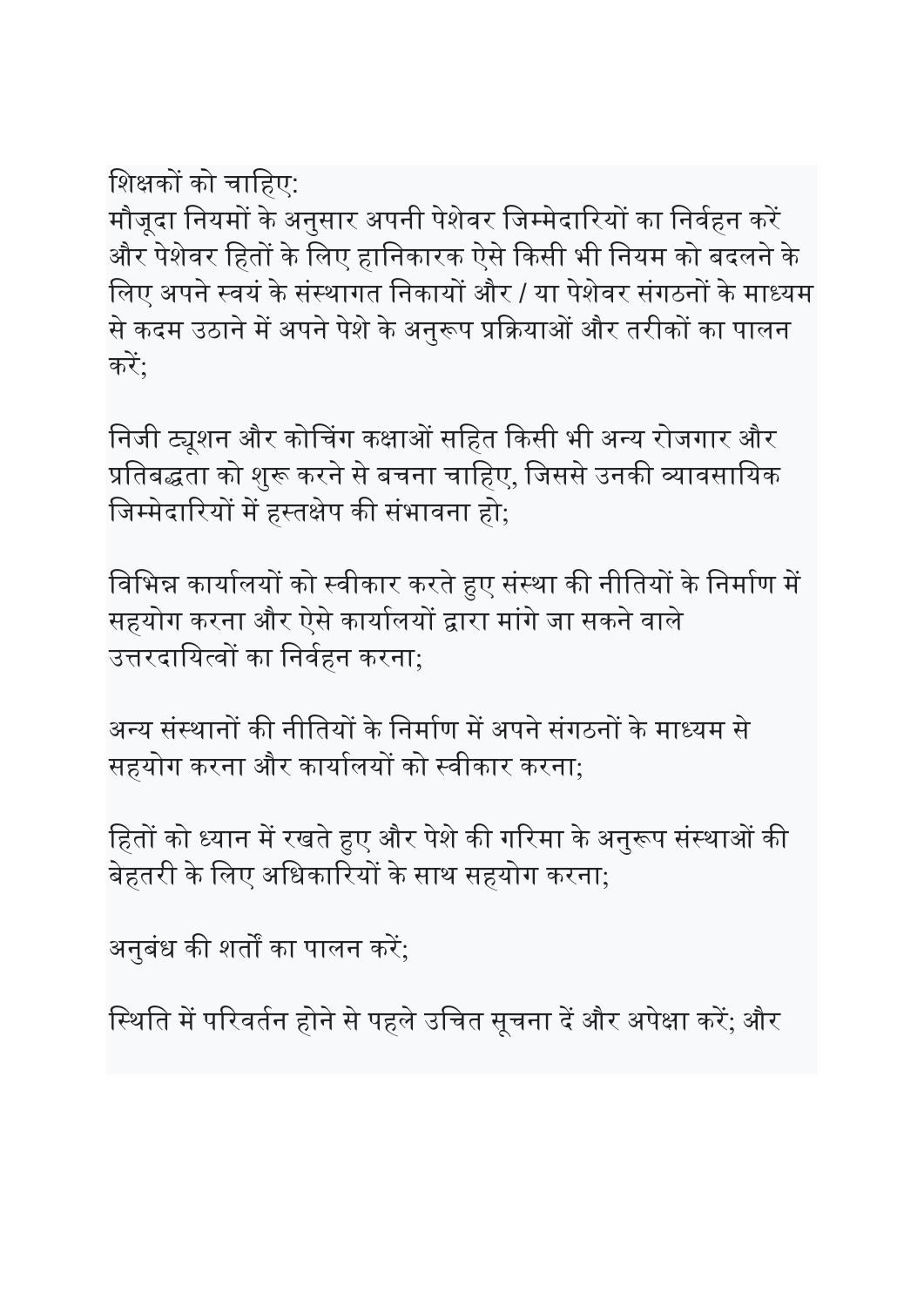शिक्षकों को चाहिए:

मौजूदा नियमों के अनुसार अपनी पेशेवर जिम्मेदारियों का निर्वहन करें और पेशेवर हितों के लिए हानिकारक ऐसे किसी भी नियम को बदलने के लिए अपने स्वयं के संस्थागत निकायों और / या पेशेवर संगठनों के माध्यम से कदम उठाने में अपने पेशे के अनुरूप प्रक्रियाओं और तरीकों का पालन करें;

निजी ट्यूशन और कोचिंग कक्षाओं सहित किसी भी अन्य रोजगार और प्रतिबद्धता को शुरू करने से बचना चाहिए, जिससे उनकी व्यावसायिक जिम्मेदारियों में हस्तक्षेप की संभावना हो;

विभिन्न कार्यालयों को स्वीकार करते हुए संस्था की नीतियों के निर्माण में सहयोग करना और ऐसे कार्यालयों द्वारा मांगे जा सकने वाले उत्तरदायित्वों का निर्वहन करना;

अन्य संस्थानों की नीतियों के निर्माण में अपने संगठनों के माध्यम से सहयोग करना और कार्यालयों को स्वीकार करना;

हितों को ध्यान में रखते हुए और पेशे की गरिमा के अनुरूप संस्थाओं की बेहतरी के लिए अधिकारियों के साथ सहयोग करना;

अनुबंध की शर्तों का पालन करें;

स्थिति में परिवर्तन होने से पहले उचित सूचना दें और अपेक्षा करें; और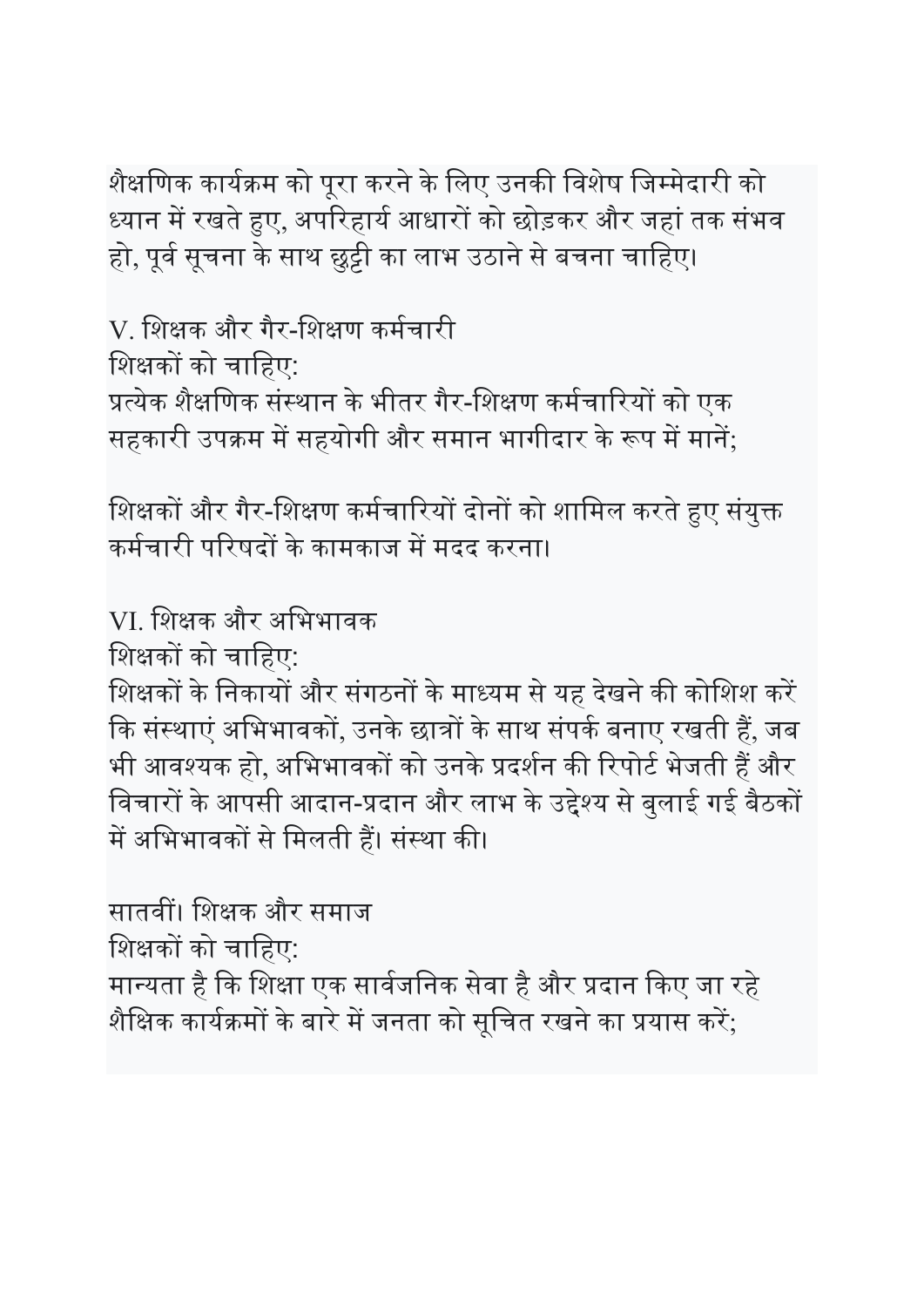शैक्षणिक कार्यक्रम को पूरा करने के लिए उनकी विशेष जिम्मेदारी को ध्यान में रखते हुए, अपरिहार्य आधारों को छोड़कर और जहां तक संभव हो, पूर्व सूचना के साथ छुट्टी का लाभ उठाने से बचना चाहिए।

V. शिक्षक और गैर-शिक्षण कर्मचारी
शिक्षकों को चाहिए:
प्रत्येक शैक्षणिक संस्थान के भीतर गैर-शिक्षण कर्मचारियों को एक सहकारी उपक्रम में सहयोगी और समान भागीदार के रूप में मानें;

शिक्षकों और गैर-शिक्षण कर्मचारियों दोनों को शामिल करते हुए संयुक्त कर्मचारी परिषदों के कामकाज में मदद करना।

VI. शिक्षक और अभिभावक
शिक्षकों को चाहिए:
शिक्षकों के निकायों और संगठनों के माध्यम से यह देखने की कोशिश करें कि संस्थाएं अभिभावकों, उनके छात्रों के साथ संपर्क बनाए रखती हैं, जब भी आवश्यक हो, अभिभावकों को उनके प्रदर्शन की रिपोर्ट भेजती हैं और विचारों के आपसी आदान-प्रदान और लाभ के उद्देश्य से बुलाई गई बैठकों में अभिभावकों से मिलती हैं। संस्था की।

सातवीं। शिक्षक और समाज
शिक्षकों को चाहिए:
मान्यता है कि शिक्षा एक सार्वजनिक सेवा है और प्रदान किए जा रहे शैक्षिक कार्यक्रमों के बारे में जनता को सूचित रखने का प्रयास करें;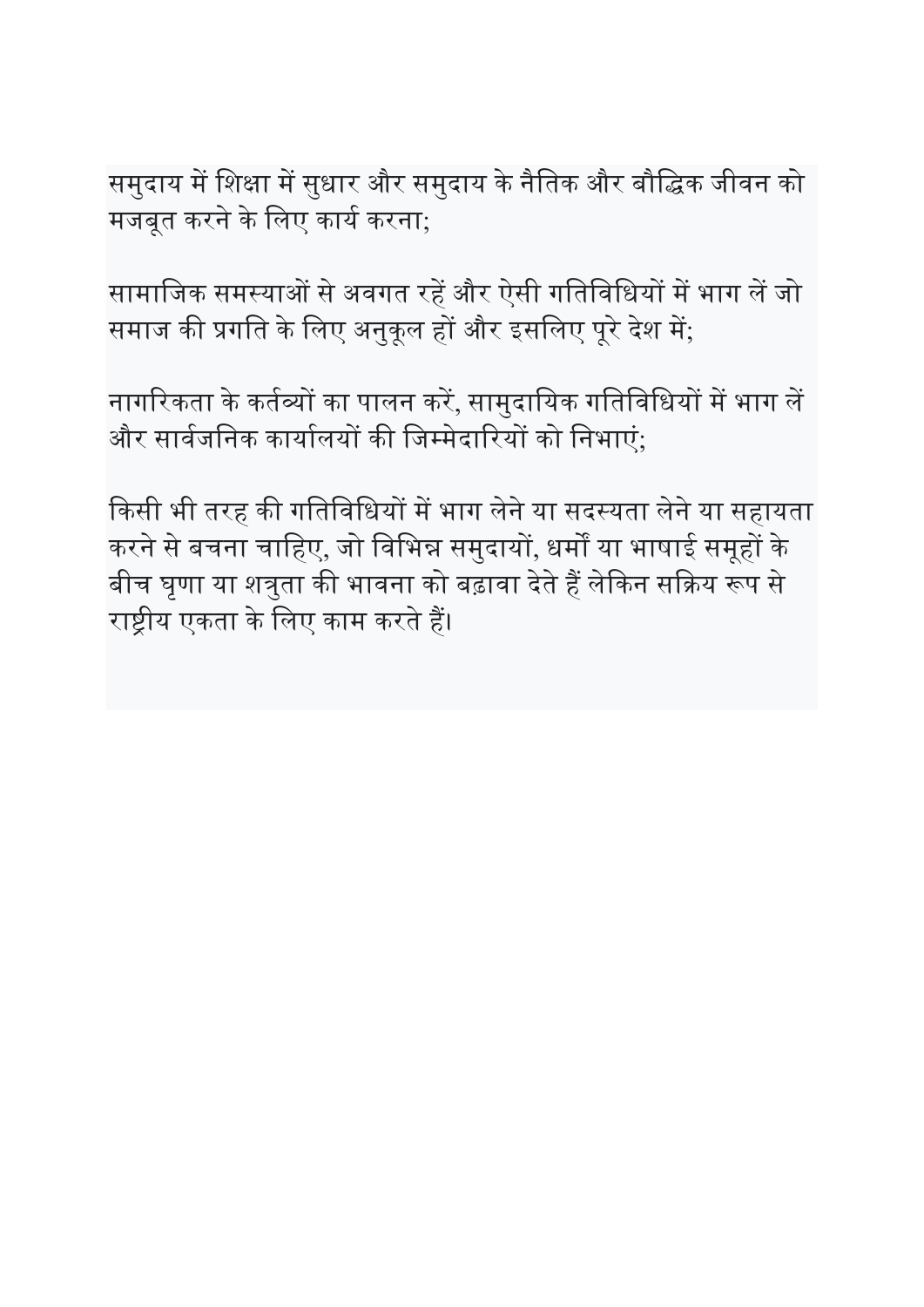समुदाय में शिक्षा में सुधार और समुदाय के नैतिक और बौद्धिक जीवन को मजबूत करने के लिए कार्य करना;

सामाजिक समस्याओं से अवगत रहें और ऐसी गतिविधियों में भाग लें जो समाज की प्रगति के लिए अनुकूल हों और इसलिए पूरे देश में;

नागरिकता के कर्तव्यों का पालन करें, सामुदायिक गतिविधियों में भाग लें और सार्वजनिक कार्यालयों की जिम्मेदारियों को निभाएं;

किसी भी तरह की गतिविधियों में भाग लेने या सदस्यता लेने या सहायता करने से बचना चाहिए, जो विभिन्न समुदायों, धर्मों या भाषाई समूहों के बीच घृणा या शत्रुता की भावना को बढ़ावा देते हैं लेकिन सक्रिय रूप से राष्ट्रीय एकता के लिए काम करते हैं।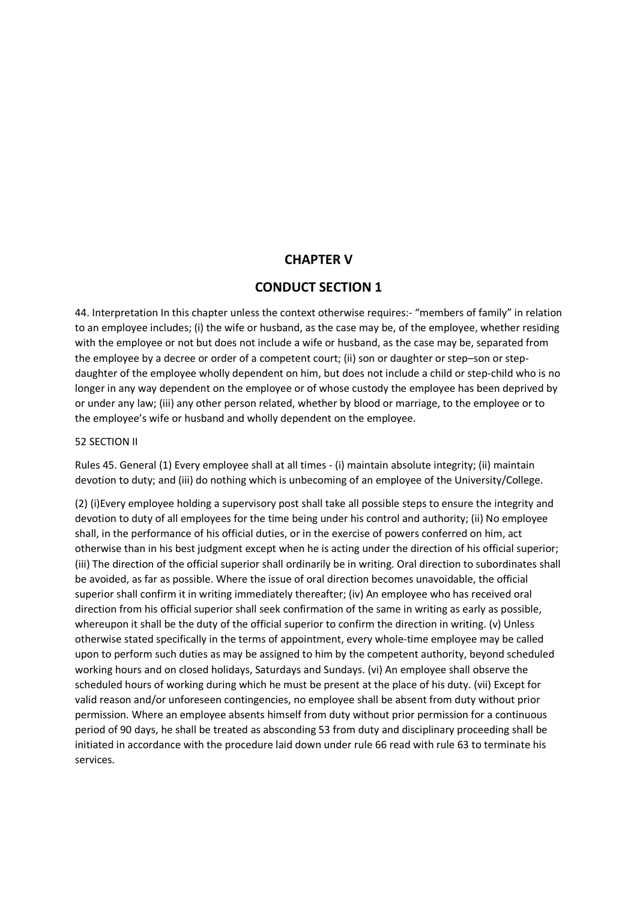## CHAPTER V

## CONDUCT SECTION 1

44. Interpretation In this chapter unless the context otherwise requires:- “members of family” in relation to an employee includes; (i) the wife or husband, as the case may be, of the employee, whether residing with the employee or not but does not include a wife or husband, as the case may be, separated from the employee by a decree or order of a competent court; (ii) son or daughter or step–son or step-daughter of the employee wholly dependent on him, but does not include a child or step-child who is no longer in any way dependent on the employee or of whose custody the employee has been deprived by or under any law; (iii) any other person related, whether by blood or marriage, to the employee or to the employee’s wife or husband and wholly dependent on the employee.

52 SECTION II

Rules 45. General (1) Every employee shall at all times - (i) maintain absolute integrity; (ii) maintain devotion to duty; and (iii) do nothing which is unbecoming of an employee of the University/College.

(2) (i)Every employee holding a supervisory post shall take all possible steps to ensure the integrity and devotion to duty of all employees for the time being under his control and authority; (ii) No employee shall, in the performance of his official duties, or in the exercise of powers conferred on him, act otherwise than in his best judgment except when he is acting under the direction of his official superior; (iii) The direction of the official superior shall ordinarily be in writing. Oral direction to subordinates shall be avoided, as far as possible. Where the issue of oral direction becomes unavoidable, the official superior shall confirm it in writing immediately thereafter; (iv) An employee who has received oral direction from his official superior shall seek confirmation of the same in writing as early as possible, whereupon it shall be the duty of the official superior to confirm the direction in writing. (v) Unless otherwise stated specifically in the terms of appointment, every whole-time employee may be called upon to perform such duties as may be assigned to him by the competent authority, beyond scheduled working hours and on closed holidays, Saturdays and Sundays. (vi) An employee shall observe the scheduled hours of working during which he must be present at the place of his duty. (vii) Except for valid reason and/or unforeseen contingencies, no employee shall be absent from duty without prior permission. Where an employee absents himself from duty without prior permission for a continuous period of 90 days, he shall be treated as absconding 53 from duty and disciplinary proceeding shall be initiated in accordance with the procedure laid down under rule 66 read with rule 63 to terminate his services.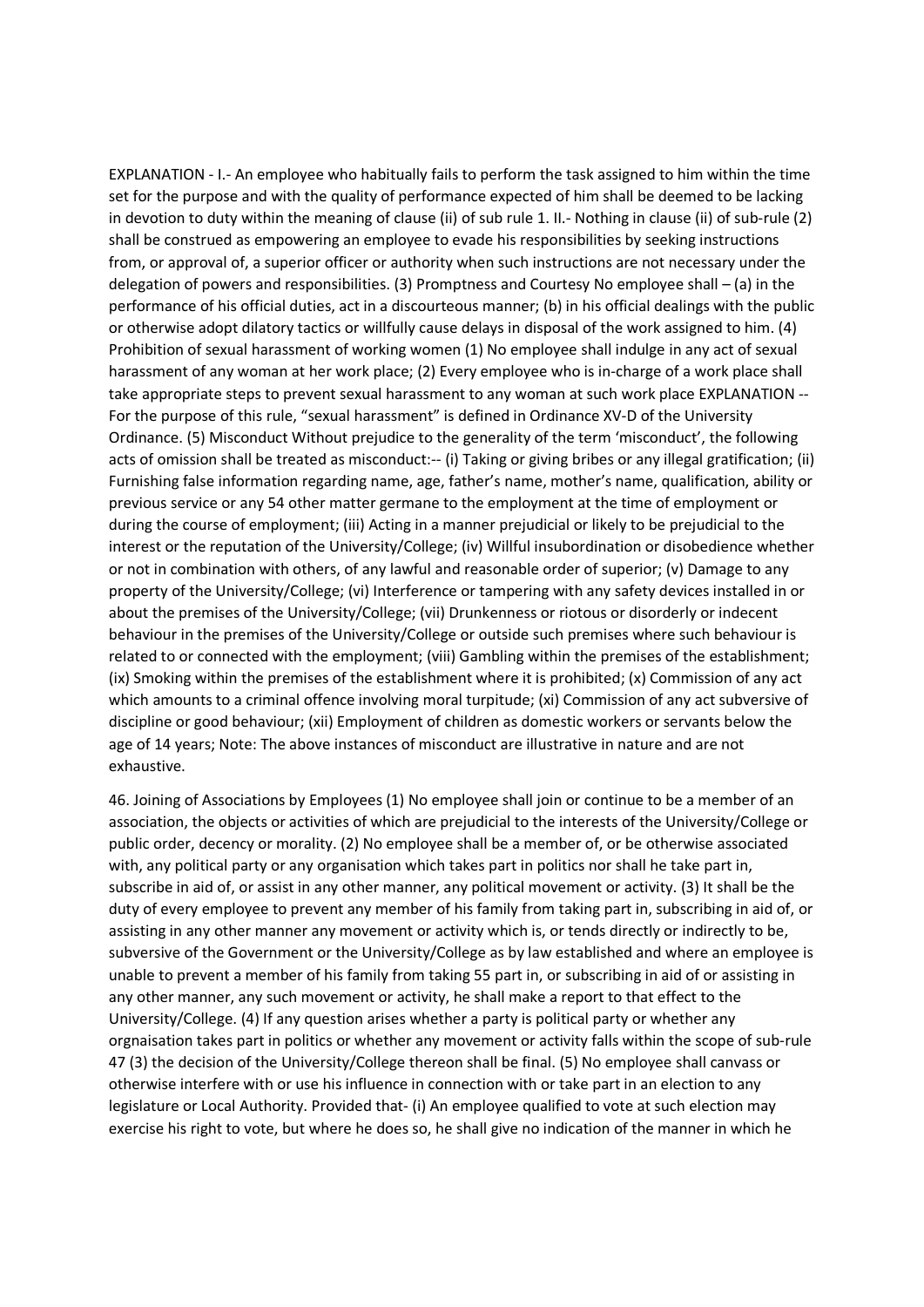EXPLANATION - I.- An employee who habitually fails to perform the task assigned to him within the time set for the purpose and with the quality of performance expected of him shall be deemed to be lacking in devotion to duty within the meaning of clause (ii) of sub rule 1. II.- Nothing in clause (ii) of sub-rule (2) shall be construed as empowering an employee to evade his responsibilities by seeking instructions from, or approval of, a superior officer or authority when such instructions are not necessary under the delegation of powers and responsibilities. (3) Promptness and Courtesy No employee shall – (a) in the performance of his official duties, act in a discourteous manner; (b) in his official dealings with the public or otherwise adopt dilatory tactics or willfully cause delays in disposal of the work assigned to him. (4) Prohibition of sexual harassment of working women (1) No employee shall indulge in any act of sexual harassment of any woman at her work place; (2) Every employee who is in-charge of a work place shall take appropriate steps to prevent sexual harassment to any woman at such work place EXPLANATION -- For the purpose of this rule, “sexual harassment” is defined in Ordinance XV-D of the University Ordinance. (5) Misconduct Without prejudice to the generality of the term ‘misconduct’, the following acts of omission shall be treated as misconduct:-- (i) Taking or giving bribes or any illegal gratification; (ii) Furnishing false information regarding name, age, father’s name, mother’s name, qualification, ability or previous service or any 54 other matter germane to the employment at the time of employment or during the course of employment; (iii) Acting in a manner prejudicial or likely to be prejudicial to the interest or the reputation of the University/College; (iv) Willful insubordination or disobedience whether or not in combination with others, of any lawful and reasonable order of superior; (v) Damage to any property of the University/College; (vi) Interference or tampering with any safety devices installed in or about the premises of the University/College; (vii) Drunkenness or riotous or disorderly or indecent behaviour in the premises of the University/College or outside such premises where such behaviour is related to or connected with the employment; (viii) Gambling within the premises of the establishment; (ix) Smoking within the premises of the establishment where it is prohibited; (x) Commission of any act which amounts to a criminal offence involving moral turpitude; (xi) Commission of any act subversive of discipline or good behaviour; (xii) Employment of children as domestic workers or servants below the age of 14 years; Note: The above instances of misconduct are illustrative in nature and are not exhaustive.

46. Joining of Associations by Employees (1) No employee shall join or continue to be a member of an association, the objects or activities of which are prejudicial to the interests of the University/College or public order, decency or morality. (2) No employee shall be a member of, or be otherwise associated with, any political party or any organisation which takes part in politics nor shall he take part in, subscribe in aid of, or assist in any other manner, any political movement or activity. (3) It shall be the duty of every employee to prevent any member of his family from taking part in, subscribing in aid of, or assisting in any other manner any movement or activity which is, or tends directly or indirectly to be, subversive of the Government or the University/College as by law established and where an employee is unable to prevent a member of his family from taking 55 part in, or subscribing in aid of or assisting in any other manner, any such movement or activity, he shall make a report to that effect to the University/College. (4) If any question arises whether a party is political party or whether any orgnaisation takes part in politics or whether any movement or activity falls within the scope of sub-rule 47 (3) the decision of the University/College thereon shall be final. (5) No employee shall canvass or otherwise interfere with or use his influence in connection with or take part in an election to any legislature or Local Authority. Provided that- (i) An employee qualified to vote at such election may exercise his right to vote, but where he does so, he shall give no indication of the manner in which he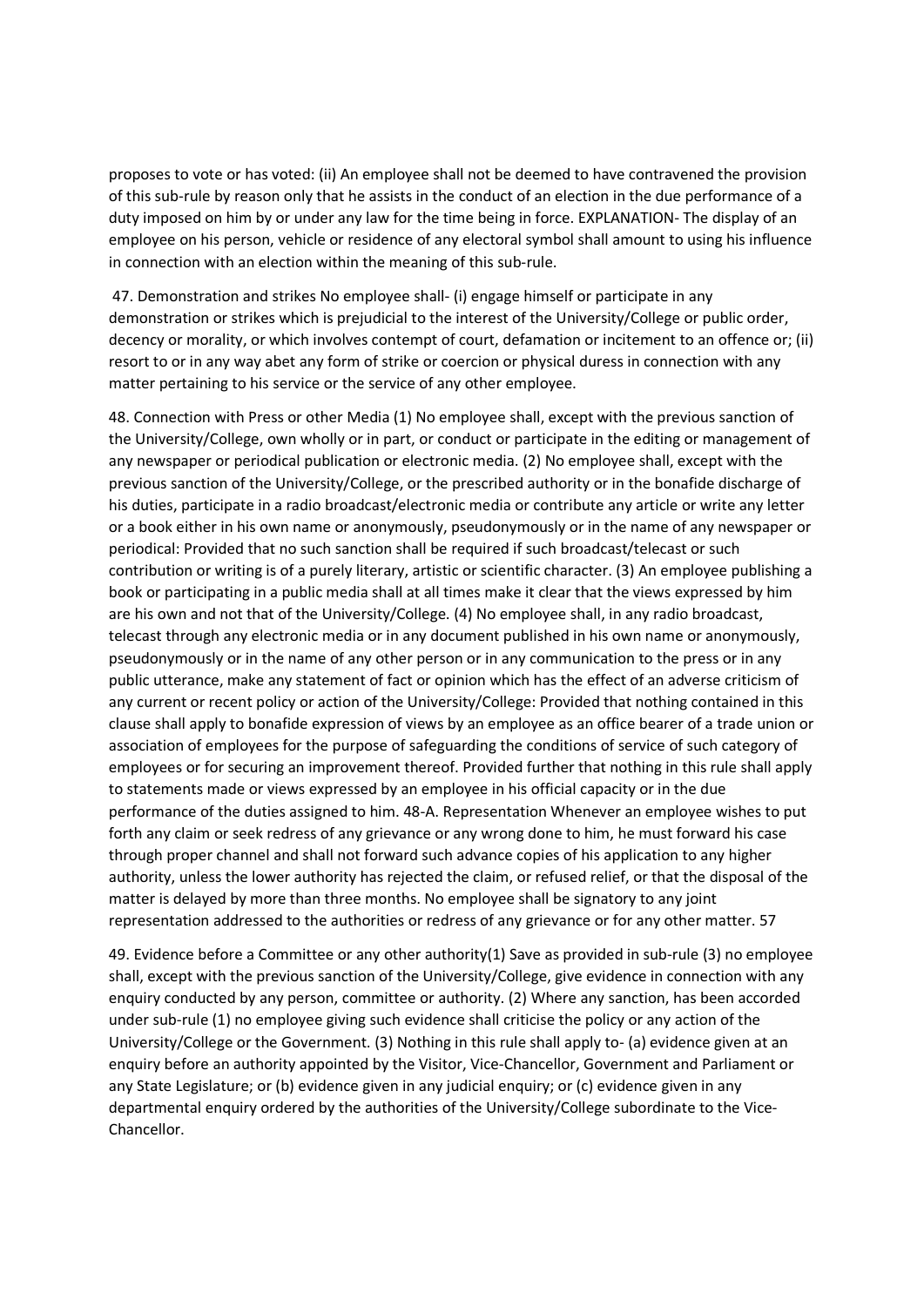proposes to vote or has voted: (ii) An employee shall not be deemed to have contravened the provision of this sub-rule by reason only that he assists in the conduct of an election in the due performance of a duty imposed on him by or under any law for the time being in force. EXPLANATION- The display of an employee on his person, vehicle or residence of any electoral symbol shall amount to using his influence in connection with an election within the meaning of this sub-rule.

47. Demonstration and strikes No employee shall- (i) engage himself or participate in any demonstration or strikes which is prejudicial to the interest of the University/College or public order, decency or morality, or which involves contempt of court, defamation or incitement to an offence or; (ii) resort to or in any way abet any form of strike or coercion or physical duress in connection with any matter pertaining to his service or the service of any other employee.

48. Connection with Press or other Media (1) No employee shall, except with the previous sanction of the University/College, own wholly or in part, or conduct or participate in the editing or management of any newspaper or periodical publication or electronic media. (2) No employee shall, except with the previous sanction of the University/College, or the prescribed authority or in the bonafide discharge of his duties, participate in a radio broadcast/electronic media or contribute any article or write any letter or a book either in his own name or anonymously, pseudonymously or in the name of any newspaper or periodical: Provided that no such sanction shall be required if such broadcast/telecast or such contribution or writing is of a purely literary, artistic or scientific character. (3) An employee publishing a book or participating in a public media shall at all times make it clear that the views expressed by him are his own and not that of the University/College. (4) No employee shall, in any radio broadcast, telecast through any electronic media or in any document published in his own name or anonymously, pseudonymously or in the name of any other person or in any communication to the press or in any public utterance, make any statement of fact or opinion which has the effect of an adverse criticism of any current or recent policy or action of the University/College: Provided that nothing contained in this clause shall apply to bonafide expression of views by an employee as an office bearer of a trade union or association of employees for the purpose of safeguarding the conditions of service of such category of employees or for securing an improvement thereof. Provided further that nothing in this rule shall apply to statements made or views expressed by an employee in his official capacity or in the due performance of the duties assigned to him. 48-A. Representation Whenever an employee wishes to put forth any claim or seek redress of any grievance or any wrong done to him, he must forward his case through proper channel and shall not forward such advance copies of his application to any higher authority, unless the lower authority has rejected the claim, or refused relief, or that the disposal of the matter is delayed by more than three months. No employee shall be signatory to any joint representation addressed to the authorities or redress of any grievance or for any other matter. 57

49. Evidence before a Committee or any other authority(1) Save as provided in sub-rule (3) no employee shall, except with the previous sanction of the University/College, give evidence in connection with any enquiry conducted by any person, committee or authority. (2) Where any sanction, has been accorded under sub-rule (1) no employee giving such evidence shall criticise the policy or any action of the University/College or the Government. (3) Nothing in this rule shall apply to- (a) evidence given at an enquiry before an authority appointed by the Visitor, Vice-Chancellor, Government and Parliament or any State Legislature; or (b) evidence given in any judicial enquiry; or (c) evidence given in any departmental enquiry ordered by the authorities of the University/College subordinate to the Vice-Chancellor.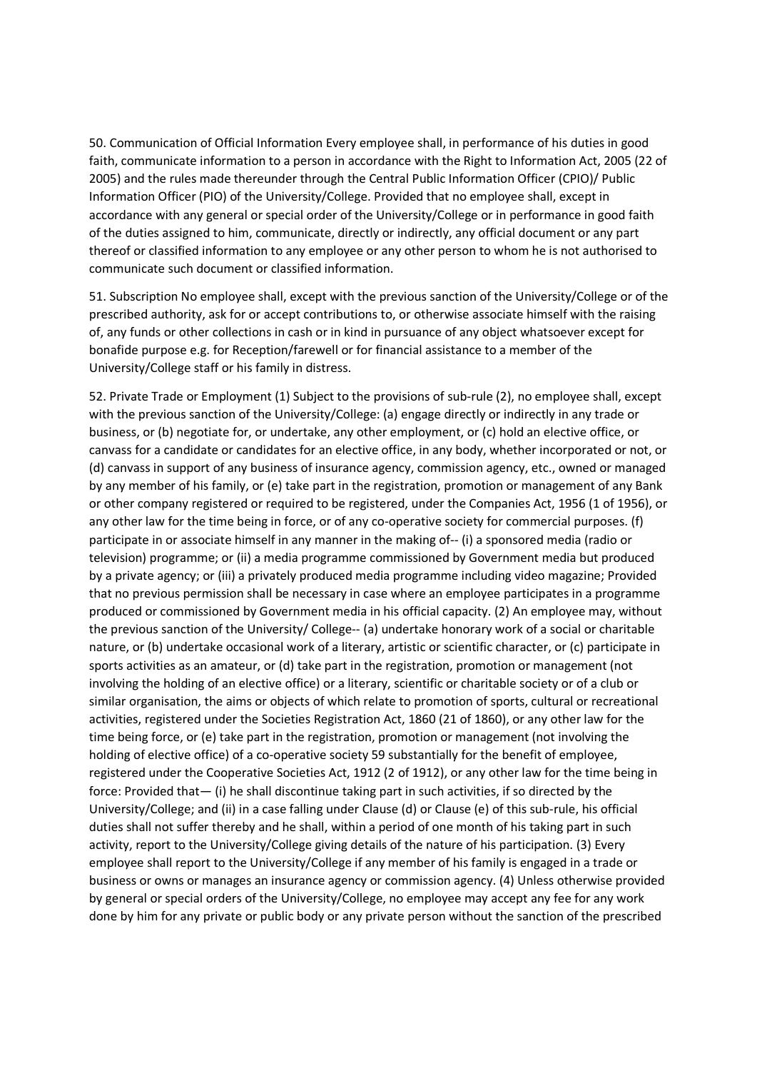50. Communication of Official Information Every employee shall, in performance of his duties in good faith, communicate information to a person in accordance with the Right to Information Act, 2005 (22 of 2005) and the rules made thereunder through the Central Public Information Officer (CPIO)/ Public Information Officer (PIO) of the University/College. Provided that no employee shall, except in accordance with any general or special order of the University/College or in performance in good faith of the duties assigned to him, communicate, directly or indirectly, any official document or any part thereof or classified information to any employee or any other person to whom he is not authorised to communicate such document or classified information.

51. Subscription No employee shall, except with the previous sanction of the University/College or of the prescribed authority, ask for or accept contributions to, or otherwise associate himself with the raising of, any funds or other collections in cash or in kind in pursuance of any object whatsoever except for bonafide purpose e.g. for Reception/farewell or for financial assistance to a member of the University/College staff or his family in distress.

52. Private Trade or Employment (1) Subject to the provisions of sub-rule (2), no employee shall, except with the previous sanction of the University/College: (a) engage directly or indirectly in any trade or business, or (b) negotiate for, or undertake, any other employment, or (c) hold an elective office, or canvass for a candidate or candidates for an elective office, in any body, whether incorporated or not, or (d) canvass in support of any business of insurance agency, commission agency, etc., owned or managed by any member of his family, or (e) take part in the registration, promotion or management of any Bank or other company registered or required to be registered, under the Companies Act, 1956 (1 of 1956), or any other law for the time being in force, or of any co-operative society for commercial purposes. (f) participate in or associate himself in any manner in the making of-- (i) a sponsored media (radio or television) programme; or (ii) a media programme commissioned by Government media but produced by a private agency; or (iii) a privately produced media programme including video magazine; Provided that no previous permission shall be necessary in case where an employee participates in a programme produced or commissioned by Government media in his official capacity. (2) An employee may, without the previous sanction of the University/ College-- (a) undertake honorary work of a social or charitable nature, or (b) undertake occasional work of a literary, artistic or scientific character, or (c) participate in sports activities as an amateur, or (d) take part in the registration, promotion or management (not involving the holding of an elective office) or a literary, scientific or charitable society or of a club or similar organisation, the aims or objects of which relate to promotion of sports, cultural or recreational activities, registered under the Societies Registration Act, 1860 (21 of 1860), or any other law for the time being force, or (e) take part in the registration, promotion or management (not involving the holding of elective office) of a co-operative society 59 substantially for the benefit of employee, registered under the Cooperative Societies Act, 1912 (2 of 1912), or any other law for the time being in force: Provided that— (i) he shall discontinue taking part in such activities, if so directed by the University/College; and (ii) in a case falling under Clause (d) or Clause (e) of this sub-rule, his official duties shall not suffer thereby and he shall, within a period of one month of his taking part in such activity, report to the University/College giving details of the nature of his participation. (3) Every employee shall report to the University/College if any member of his family is engaged in a trade or business or owns or manages an insurance agency or commission agency. (4) Unless otherwise provided by general or special orders of the University/College, no employee may accept any fee for any work done by him for any private or public body or any private person without the sanction of the prescribed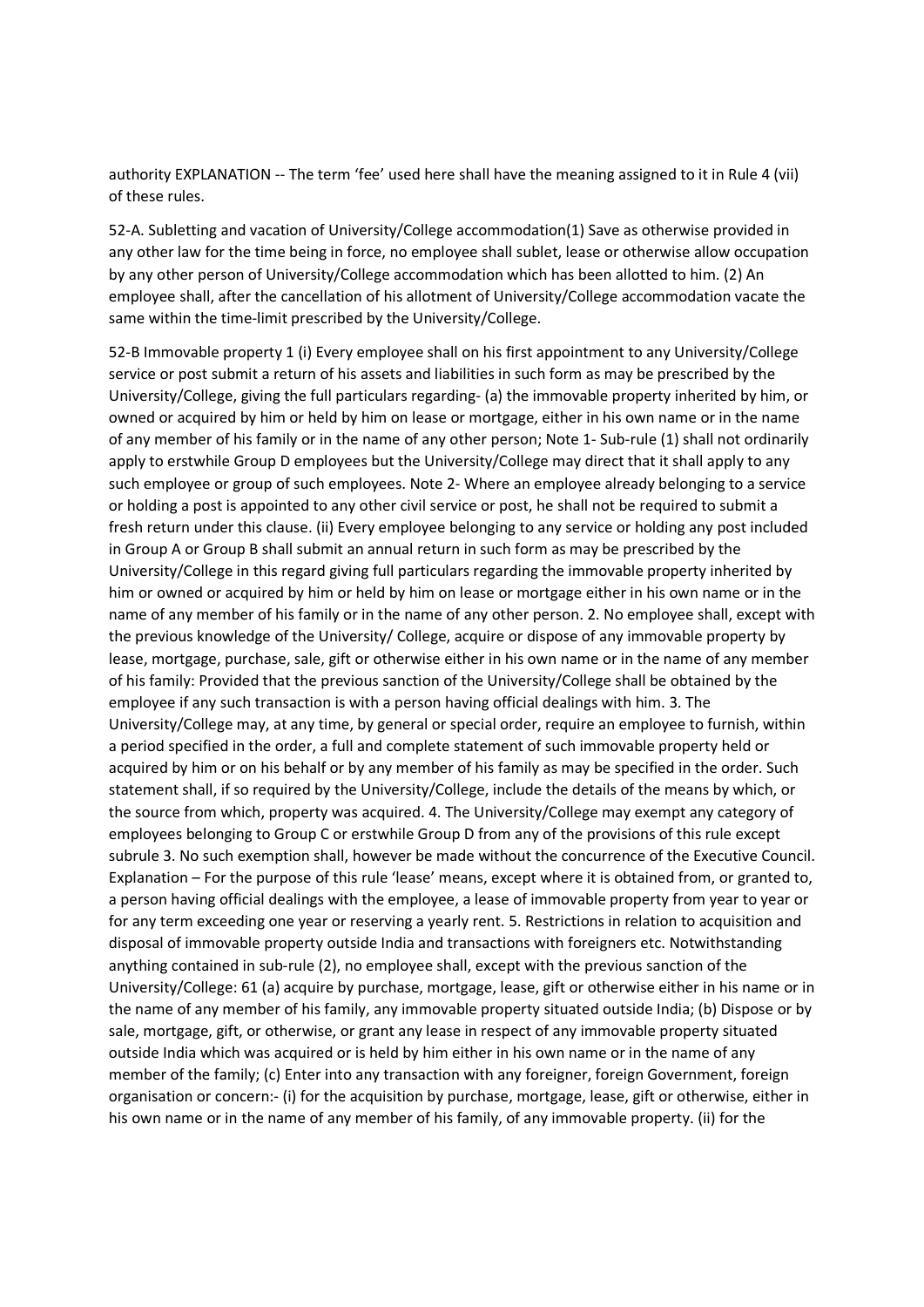authority EXPLANATION -- The term 'fee' used here shall have the meaning assigned to it in Rule 4 (vii) of these rules.

52-A. Subletting and vacation of University/College accommodation(1) Save as otherwise provided in any other law for the time being in force, no employee shall sublet, lease or otherwise allow occupation by any other person of University/College accommodation which has been allotted to him. (2) An employee shall, after the cancellation of his allotment of University/College accommodation vacate the same within the time-limit prescribed by the University/College.

52-B Immovable property 1 (i) Every employee shall on his first appointment to any University/College service or post submit a return of his assets and liabilities in such form as may be prescribed by the University/College, giving the full particulars regarding- (a) the immovable property inherited by him, or owned or acquired by him or held by him on lease or mortgage, either in his own name or in the name of any member of his family or in the name of any other person; Note 1- Sub-rule (1) shall not ordinarily apply to erstwhile Group D employees but the University/College may direct that it shall apply to any such employee or group of such employees. Note 2- Where an employee already belonging to a service or holding a post is appointed to any other civil service or post, he shall not be required to submit a fresh return under this clause. (ii) Every employee belonging to any service or holding any post included in Group A or Group B shall submit an annual return in such form as may be prescribed by the University/College in this regard giving full particulars regarding the immovable property inherited by him or owned or acquired by him or held by him on lease or mortgage either in his own name or in the name of any member of his family or in the name of any other person. 2. No employee shall, except with the previous knowledge of the University/ College, acquire or dispose of any immovable property by lease, mortgage, purchase, sale, gift or otherwise either in his own name or in the name of any member of his family: Provided that the previous sanction of the University/College shall be obtained by the employee if any such transaction is with a person having official dealings with him. 3. The University/College may, at any time, by general or special order, require an employee to furnish, within a period specified in the order, a full and complete statement of such immovable property held or acquired by him or on his behalf or by any member of his family as may be specified in the order. Such statement shall, if so required by the University/College, include the details of the means by which, or the source from which, property was acquired. 4. The University/College may exempt any category of employees belonging to Group C or erstwhile Group D from any of the provisions of this rule except subrule 3. No such exemption shall, however be made without the concurrence of the Executive Council. Explanation – For the purpose of this rule 'lease' means, except where it is obtained from, or granted to, a person having official dealings with the employee, a lease of immovable property from year to year or for any term exceeding one year or reserving a yearly rent. 5. Restrictions in relation to acquisition and disposal of immovable property outside India and transactions with foreigners etc. Notwithstanding anything contained in sub-rule (2), no employee shall, except with the previous sanction of the University/College: 61 (a) acquire by purchase, mortgage, lease, gift or otherwise either in his name or in the name of any member of his family, any immovable property situated outside India; (b) Dispose or by sale, mortgage, gift, or otherwise, or grant any lease in respect of any immovable property situated outside India which was acquired or is held by him either in his own name or in the name of any member of the family; (c) Enter into any transaction with any foreigner, foreign Government, foreign organisation or concern:- (i) for the acquisition by purchase, mortgage, lease, gift or otherwise, either in his own name or in the name of any member of his family, of any immovable property. (ii) for the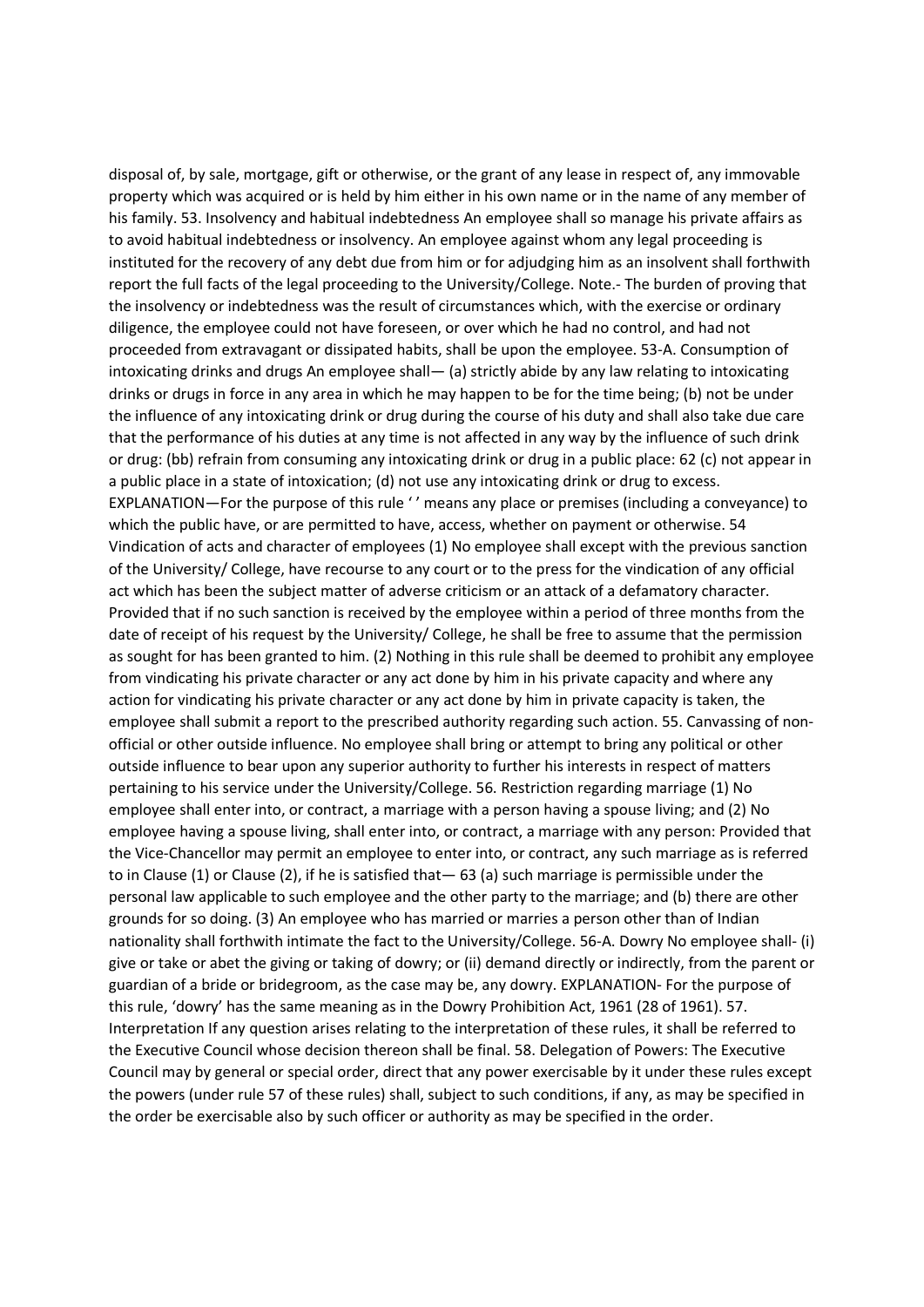disposal of, by sale, mortgage, gift or otherwise, or the grant of any lease in respect of, any immovable property which was acquired or is held by him either in his own name or in the name of any member of his family. 53. Insolvency and habitual indebtedness An employee shall so manage his private affairs as to avoid habitual indebtedness or insolvency. An employee against whom any legal proceeding is instituted for the recovery of any debt due from him or for adjudging him as an insolvent shall forthwith report the full facts of the legal proceeding to the University/College. Note.- The burden of proving that the insolvency or indebtedness was the result of circumstances which, with the exercise or ordinary diligence, the employee could not have foreseen, or over which he had no control, and had not proceeded from extravagant or dissipated habits, shall be upon the employee. 53-A. Consumption of intoxicating drinks and drugs An employee shall— (a) strictly abide by any law relating to intoxicating drinks or drugs in force in any area in which he may happen to be for the time being; (b) not be under the influence of any intoxicating drink or drug during the course of his duty and shall also take due care that the performance of his duties at any time is not affected in any way by the influence of such drink or drug: (bb) refrain from consuming any intoxicating drink or drug in a public place: 62 (c) not appear in a public place in a state of intoxication; (d) not use any intoxicating drink or drug to excess. EXPLANATION—For the purpose of this rule ' ' means any place or premises (including a conveyance) to which the public have, or are permitted to have, access, whether on payment or otherwise. 54 Vindication of acts and character of employees (1) No employee shall except with the previous sanction of the University/ College, have recourse to any court or to the press for the vindication of any official act which has been the subject matter of adverse criticism or an attack of a defamatory character. Provided that if no such sanction is received by the employee within a period of three months from the date of receipt of his request by the University/ College, he shall be free to assume that the permission as sought for has been granted to him. (2) Nothing in this rule shall be deemed to prohibit any employee from vindicating his private character or any act done by him in his private capacity and where any action for vindicating his private character or any act done by him in private capacity is taken, the employee shall submit a report to the prescribed authority regarding such action. 55. Canvassing of non-official or other outside influence. No employee shall bring or attempt to bring any political or other outside influence to bear upon any superior authority to further his interests in respect of matters pertaining to his service under the University/College. 56. Restriction regarding marriage (1) No employee shall enter into, or contract, a marriage with a person having a spouse living; and (2) No employee having a spouse living, shall enter into, or contract, a marriage with any person: Provided that the Vice-Chancellor may permit an employee to enter into, or contract, any such marriage as is referred to in Clause (1) or Clause (2), if he is satisfied that— 63 (a) such marriage is permissible under the personal law applicable to such employee and the other party to the marriage; and (b) there are other grounds for so doing. (3) An employee who has married or marries a person other than of Indian nationality shall forthwith intimate the fact to the University/College. 56-A. Dowry No employee shall- (i) give or take or abet the giving or taking of dowry; or (ii) demand directly or indirectly, from the parent or guardian of a bride or bridegroom, as the case may be, any dowry. EXPLANATION- For the purpose of this rule, 'dowry' has the same meaning as in the Dowry Prohibition Act, 1961 (28 of 1961). 57. Interpretation If any question arises relating to the interpretation of these rules, it shall be referred to the Executive Council whose decision thereon shall be final. 58. Delegation of Powers: The Executive Council may by general or special order, direct that any power exercisable by it under these rules except the powers (under rule 57 of these rules) shall, subject to such conditions, if any, as may be specified in the order be exercisable also by such officer or authority as may be specified in the order.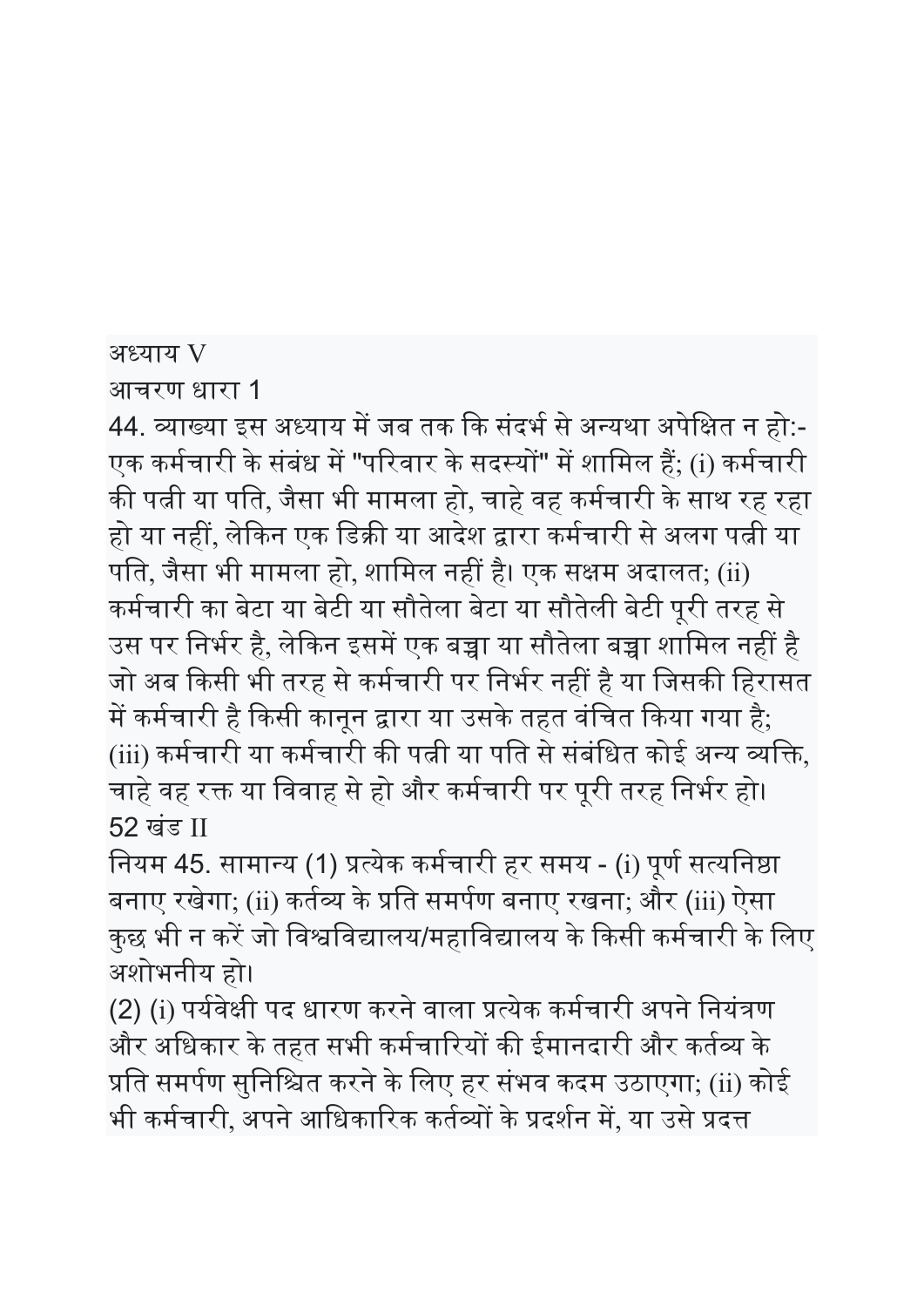अध्याय V

आचरण धारा 1

44. व्याख्या इस अध्याय में जब तक कि संदर्भ से अन्यथा अपेक्षित न हो:- एक कर्मचारी के संबंध में "परिवार के सदस्यों" में शामिल हैं; (i) कर्मचारी की पत्नी या पति, जैसा भी मामला हो, चाहे वह कर्मचारी के साथ रह रहा हो या नहीं, लेकिन एक डिक्री या आदेश द्वारा कर्मचारी से अलग पत्नी या पति, जैसा भी मामला हो, शामिल नहीं है। एक सक्षम अदालत; (ii) कर्मचारी का बेटा या बेटी या सौतेला बेटा या सौतेली बेटी पूरी तरह से उस पर निर्भर है, लेकिन इसमें एक बच्चा या सौतेला बच्चा शामिल नहीं है जो अब किसी भी तरह से कर्मचारी पर निर्भर नहीं है या जिसकी हिरासत में कर्मचारी है किसी कानून द्वारा या उसके तहत वंचित किया गया है; (iii) कर्मचारी या कर्मचारी की पत्नी या पति से संबंधित कोई अन्य व्यक्ति, चाहे वह रक्त या विवाह से हो और कर्मचारी पर पूरी तरह निर्भर हो।

52 खंड II

नियम 45. सामान्य (1) प्रत्येक कर्मचारी हर समय - (i) पूर्ण सत्यनिष्ठा बनाए रखेगा; (ii) कर्तव्य के प्रति समर्पण बनाए रखना; और (iii) ऐसा कुछ भी न करें जो विश्वविद्यालय/महाविद्यालय के किसी कर्मचारी के लिए अशोभनीय हो।

(2) (i) पर्यवेक्षी पद धारण करने वाला प्रत्येक कर्मचारी अपने नियंत्रण और अधिकार के तहत सभी कर्मचारियों की ईमानदारी और कर्तव्य के प्रति समर्पण सुनिश्चित करने के लिए हर संभव कदम उठाएगा; (ii) कोई भी कर्मचारी, अपने आधिकारिक कर्तव्यों के प्रदर्शन में, या उसे प्रदत्त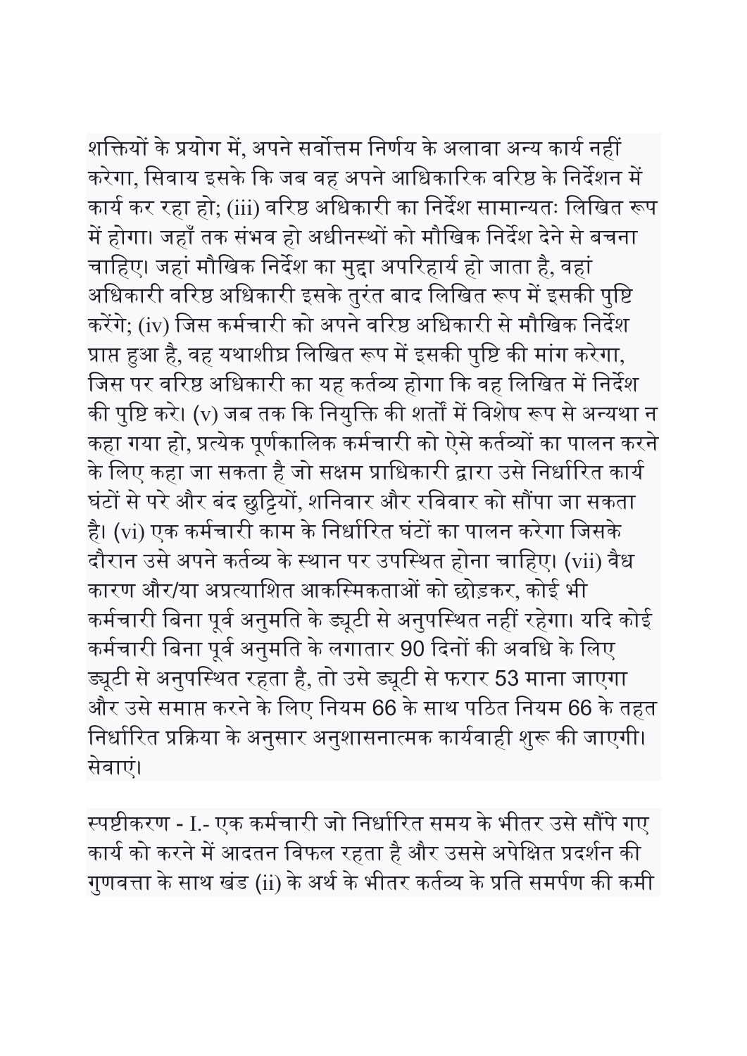शक्तियों के प्रयोग में, अपने सर्वोत्तम निर्णय के अलावा अन्य कार्य नहीं करेगा, सिवाय इसके कि जब वह अपने आधिकारिक वरिष्ठ के निर्देशन में कार्य कर रहा हो; (iii) वरिष्ठ अधिकारी का निर्देश सामान्यतः लिखित रूप में होगा। जहाँ तक संभव हो अधीनस्थों को मौखिक निर्देश देने से बचना चाहिए। जहां मौखिक निर्देश का मुद्दा अपरिहार्य हो जाता है, वहां अधिकारी वरिष्ठ अधिकारी इसके तुरंत बाद लिखित रूप में इसकी पुष्टि करेंगे; (iv) जिस कर्मचारी को अपने वरिष्ठ अधिकारी से मौखिक निर्देश प्राप्त हुआ है, वह यथाशीघ्र लिखित रूप में इसकी पुष्टि की मांग करेगा, जिस पर वरिष्ठ अधिकारी का यह कर्तव्य होगा कि वह लिखित में निर्देश की पुष्टि करे। (v) जब तक कि नियुक्ति की शर्तों में विशेष रूप से अन्यथा न कहा गया हो, प्रत्येक पूर्णकालिक कर्मचारी को ऐसे कर्तव्यों का पालन करने के लिए कहा जा सकता है जो सक्षम प्राधिकारी द्वारा उसे निर्धारित कार्य घंटों से परे और बंद छुट्टियों, शनिवार और रविवार को सौंपा जा सकता है। (vi) एक कर्मचारी काम के निर्धारित घंटों का पालन करेगा जिसके दौरान उसे अपने कर्तव्य के स्थान पर उपस्थित होना चाहिए। (vii) वैध कारण और/या अप्रत्याशित आकस्मिकताओं को छोड़कर, कोई भी कर्मचारी बिना पूर्व अनुमति के ड्यूटी से अनुपस्थित नहीं रहेगा। यदि कोई कर्मचारी बिना पूर्व अनुमति के लगातार 90 दिनों की अवधि के लिए ड्यूटी से अनुपस्थित रहता है, तो उसे ड्यूटी से फरार 53 माना जाएगा और उसे समाप्त करने के लिए नियम 66 के साथ पठित नियम 66 के तहत निर्धारित प्रक्रिया के अनुसार अनुशासनात्मक कार्यवाही शुरू की जाएगी। सेवाएं।

स्पष्टीकरण - I.- एक कर्मचारी जो निर्धारित समय के भीतर उसे सौंपे गए कार्य को करने में आदतन विफल रहता है और उससे अपेक्षित प्रदर्शन की गुणवत्ता के साथ खंड (ii) के अर्थ के भीतर कर्तव्य के प्रति समर्पण की कमी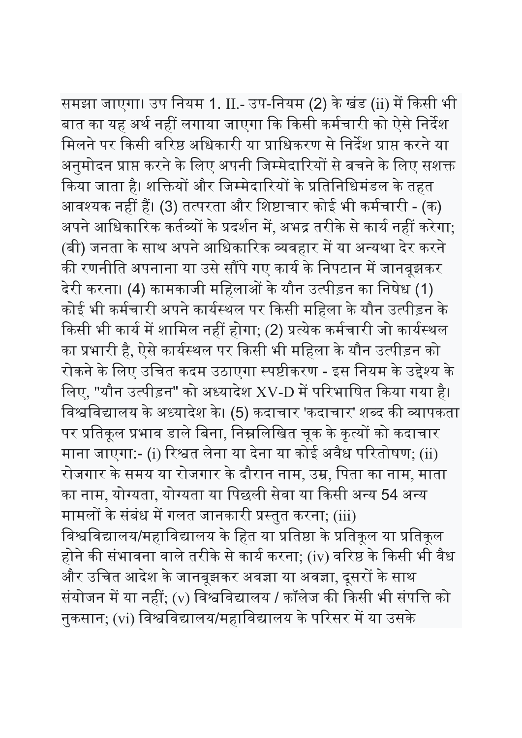समझा जाएगा। उप नियम 1. II.- उप-नियम (2) के खंड (ii) में किसी भी बात का यह अर्थ नहीं लगाया जाएगा कि किसी कर्मचारी को ऐसे निर्देश मिलने पर किसी वरिष्ठ अधिकारी या प्राधिकरण से निर्देश प्राप्त करने या अनुमोदन प्राप्त करने के लिए अपनी जिम्मेदारियों से बचने के लिए सशक्त किया जाता है। शक्तियों और जिम्मेदारियों के प्रतिनिधिमंडल के तहत आवश्यक नहीं हैं। (3) तत्परता और शिष्टाचार कोई भी कर्मचारी - (क) अपने आधिकारिक कर्तव्यों के प्रदर्शन में, अभद्र तरीके से कार्य नहीं करेगा; (बी) जनता के साथ अपने आधिकारिक व्यवहार में या अन्यथा देर करने की रणनीति अपनाना या उसे सौंपे गए कार्य के निपटान में जानबूझकर देरी करना। (4) कामकाजी महिलाओं के यौन उत्पीड़न का निषेध (1) कोई भी कर्मचारी अपने कार्यस्थल पर किसी महिला के यौन उत्पीड़न के किसी भी कार्य में शामिल नहीं होगा; (2) प्रत्येक कर्मचारी जो कार्यस्थल का प्रभारी है, ऐसे कार्यस्थल पर किसी भी महिला के यौन उत्पीड़न को रोकने के लिए उचित कदम उठाएगा स्पष्टीकरण - इस नियम के उद्देश्य के लिए, "यौन उत्पीड़न" को अध्यादेश XV-D में परिभाषित किया गया है। विश्वविद्यालय के अध्यादेश के। (5) कदाचार 'कदाचार' शब्द की व्यापकता पर प्रतिकूल प्रभाव डाले बिना, निम्नलिखित चूक के कृत्यों को कदाचार माना जाएगा:- (i) रिश्वत लेना या देना या कोई अवैध परितोषण; (ii) रोजगार के समय या रोजगार के दौरान नाम, उम्र, पिता का नाम, माता का नाम, योग्यता, योग्यता या पिछली सेवा या किसी अन्य 54 अन्य मामलों के संबंध में गलत जानकारी प्रस्तुत करना; (iii) विश्वविद्यालय/महाविद्यालय के हित या प्रतिष्ठा के प्रतिकूल या प्रतिकूल होने की संभावना वाले तरीके से कार्य करना; (iv) वरिष्ठ के किसी भी वैध और उचित आदेश के जानबूझकर अवज्ञा या अवज्ञा, दूसरों के साथ संयोजन में या नहीं; (v) विश्वविद्यालय / कॉलेज की किसी भी संपत्ति को नुकसान; (vi) विश्वविद्यालय/महाविद्यालय के परिसर में या उसके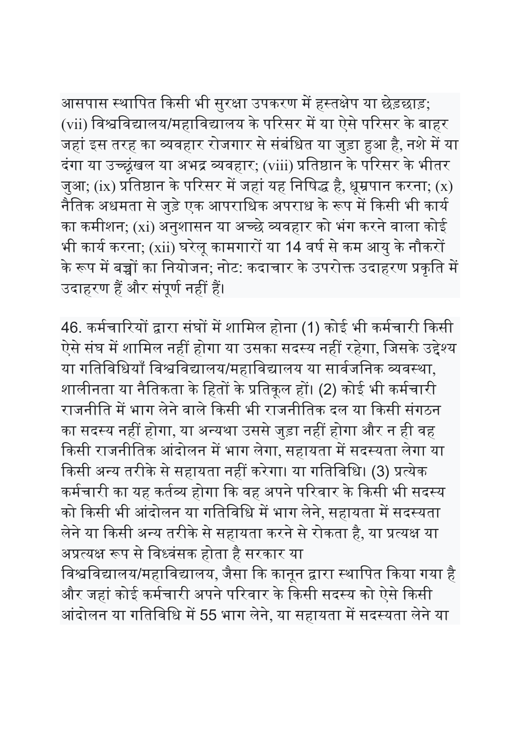आसपास स्थापित किसी भी सुरक्षा उपकरण में हस्तक्षेप या छेड़छाड़; (vii) विश्वविद्यालय/महाविद्यालय के परिसर में या ऐसे परिसर के बाहर जहां इस तरह का व्यवहार रोजगार से संबंधित या जुड़ा हुआ है, नशे में या दंगा या उच्छृंखल या अभद्र व्यवहार; (viii) प्रतिष्ठान के परिसर के भीतर जुआ; (ix) प्रतिष्ठान के परिसर में जहां यह निषिद्ध है, धूम्रपान करना; (x) नैतिक अधमता से जुड़े एक आपराधिक अपराध के रूप में किसी भी कार्य का कमीशन; (xi) अनुशासन या अच्छे व्यवहार को भंग करने वाला कोई भी कार्य करना; (xii) घरेलू कामगारों या 14 वर्ष से कम आयु के नौकरों के रूप में बच्चों का नियोजन; नोट: कदाचार के उपरोक्त उदाहरण प्रकृति में उदाहरण हैं और संपूर्ण नहीं हैं।

46. कर्मचारियों द्वारा संघों में शामिल होना (1) कोई भी कर्मचारी किसी ऐसे संघ में शामिल नहीं होगा या उसका सदस्य नहीं रहेगा, जिसके उद्देश्य या गतिविधियाँ विश्वविद्यालय/महाविद्यालय या सार्वजनिक व्यवस्था, शालीनता या नैतिकता के हितों के प्रतिकूल हों। (2) कोई भी कर्मचारी राजनीति में भाग लेने वाले किसी भी राजनीतिक दल या किसी संगठन का सदस्य नहीं होगा, या अन्यथा उससे जुड़ा नहीं होगा और न ही वह किसी राजनीतिक आंदोलन में भाग लेगा, सहायता में सदस्यता लेगा या किसी अन्य तरीके से सहायता नहीं करेगा। या गतिविधि। (3) प्रत्येक कर्मचारी का यह कर्तव्य होगा कि वह अपने परिवार के किसी भी सदस्य को किसी भी आंदोलन या गतिविधि में भाग लेने, सहायता में सदस्यता लेने या किसी अन्य तरीके से सहायता करने से रोकता है, या प्रत्यक्ष या अप्रत्यक्ष रूप से विध्वंसक होता है सरकार या विश्वविद्यालय/महाविद्यालय, जैसा कि कानून द्वारा स्थापित किया गया है और जहां कोई कर्मचारी अपने परिवार के किसी सदस्य को ऐसे किसी आंदोलन या गतिविधि में 55 भाग लेने, या सहायता में सदस्यता लेने या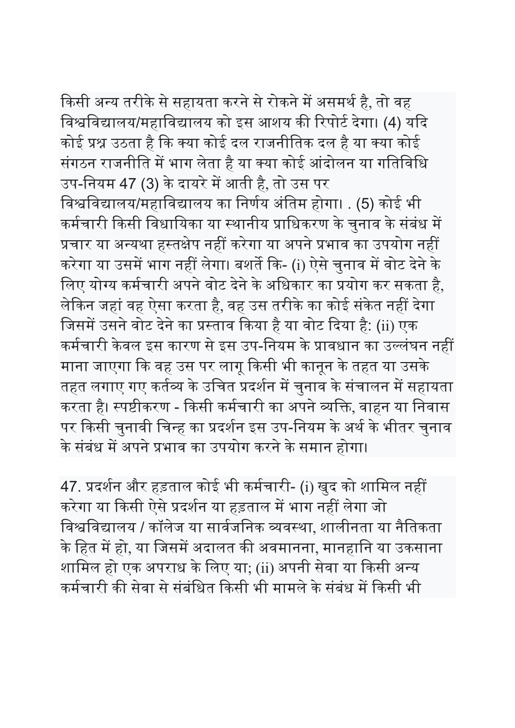किसी अन्य तरीके से सहायता करने से रोकने में असमर्थ है, तो वह विश्वविद्यालय/महाविद्यालय को इस आशय की रिपोर्ट देगा। (4) यदि कोई प्रश्न उठता है कि क्या कोई दल राजनीतिक दल है या क्या कोई संगठन राजनीति में भाग लेता है या क्या कोई आंदोलन या गतिविधि उप-नियम 47 (3) के दायरे में आती है, तो उस पर विश्वविद्यालय/महाविद्यालय का निर्णय अंतिम होगा। . (5) कोई भी कर्मचारी किसी विधायिका या स्थानीय प्राधिकरण के चुनाव के संबंध में प्रचार या अन्यथा हस्तक्षेप नहीं करेगा या अपने प्रभाव का उपयोग नहीं करेगा या उसमें भाग नहीं लेगा। बशर्ते कि- (i) ऐसे चुनाव में वोट देने के लिए योग्य कर्मचारी अपने वोट देने के अधिकार का प्रयोग कर सकता है, लेकिन जहां वह ऐसा करता है, वह उस तरीके का कोई संकेत नहीं देगा जिसमें उसने वोट देने का प्रस्ताव किया है या वोट दिया है: (ii) एक कर्मचारी केवल इस कारण से इस उप-नियम के प्रावधान का उल्लंघन नहीं माना जाएगा कि वह उस पर लागू किसी भी कानून के तहत या उसके तहत लगाए गए कर्तव्य के उचित प्रदर्शन में चुनाव के संचालन में सहायता करता है। स्पष्टीकरण - किसी कर्मचारी का अपने व्यक्ति, वाहन या निवास पर किसी चुनावी चिन्ह का प्रदर्शन इस उप-नियम के अर्थ के भीतर चुनाव के संबंध में अपने प्रभाव का उपयोग करने के समान होगा।

47. प्रदर्शन और हड़ताल कोई भी कर्मचारी- (i) खुद को शामिल नहीं करेगा या किसी ऐसे प्रदर्शन या हड़ताल में भाग नहीं लेगा जो विश्वविद्यालय / कॉलेज या सार्वजनिक व्यवस्था, शालीनता या नैतिकता के हित में हो, या जिसमें अदालत की अवमानना, मानहानि या उकसाना शामिल हो एक अपराध के लिए या; (ii) अपनी सेवा या किसी अन्य कर्मचारी की सेवा से संबंधित किसी भी मामले के संबंध में किसी भी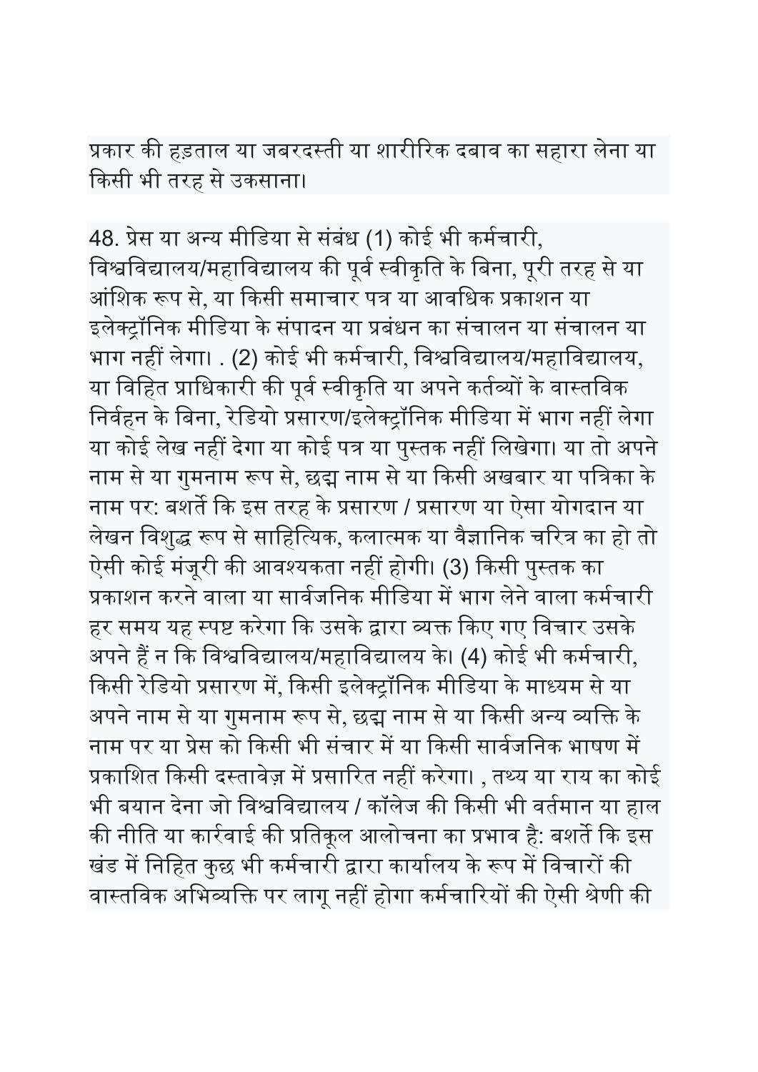प्रकार की हड़ताल या जबरदस्ती या शारीरिक दबाव का सहारा लेना या किसी भी तरह से उकसाना।

48. प्रेस या अन्य मीडिया से संबंध (1) कोई भी कर्मचारी, विश्वविद्यालय/महाविद्यालय की पूर्व स्वीकृति के बिना, पूरी तरह से या आंशिक रूप से, या किसी समाचार पत्र या आवधिक प्रकाशन या इलेक्ट्रॉनिक मीडिया के संपादन या प्रबंधन का संचालन या संचालन या भाग नहीं लेगा। . (2) कोई भी कर्मचारी, विश्वविद्यालय/महाविद्यालय, या विहित प्राधिकारी की पूर्व स्वीकृति या अपने कर्तव्यों के वास्तविक निर्वहन के बिना, रेडियो प्रसारण/इलेक्ट्रॉनिक मीडिया में भाग नहीं लेगा या कोई लेख नहीं देगा या कोई पत्र या पुस्तक नहीं लिखेगा। या तो अपने नाम से या गुमनाम रूप से, छद्म नाम से या किसी अखबार या पत्रिका के नाम पर: बशर्ते कि इस तरह के प्रसारण / प्रसारण या ऐसा योगदान या लेखन विशुद्ध रूप से साहित्यिक, कलात्मक या वैज्ञानिक चरित्र का हो तो ऐसी कोई मंजूरी की आवश्यकता नहीं होगी। (3) किसी पुस्तक का प्रकाशन करने वाला या सार्वजनिक मीडिया में भाग लेने वाला कर्मचारी हर समय यह स्पष्ट करेगा कि उसके द्वारा व्यक्त किए गए विचार उसके अपने हैं न कि विश्वविद्यालय/महाविद्यालय के। (4) कोई भी कर्मचारी, किसी रेडियो प्रसारण में, किसी इलेक्ट्रॉनिक मीडिया के माध्यम से या अपने नाम से या गुमनाम रूप से, छद्म नाम से या किसी अन्य व्यक्ति के नाम पर या प्रेस को किसी भी संचार में या किसी सार्वजनिक भाषण में प्रकाशित किसी दस्तावेज़ में प्रसारित नहीं करेगा। , तथ्य या राय का कोई भी बयान देना जो विश्वविद्यालय / कॉलेज की किसी भी वर्तमान या हाल की नीति या कार्रवाई की प्रतिकूल आलोचना का प्रभाव है: बशर्ते कि इस खंड में निहित कुछ भी कर्मचारी द्वारा कार्यालय के रूप में विचारों की वास्तविक अभिव्यक्ति पर लागू नहीं होगा कर्मचारियों की ऐसी श्रेणी की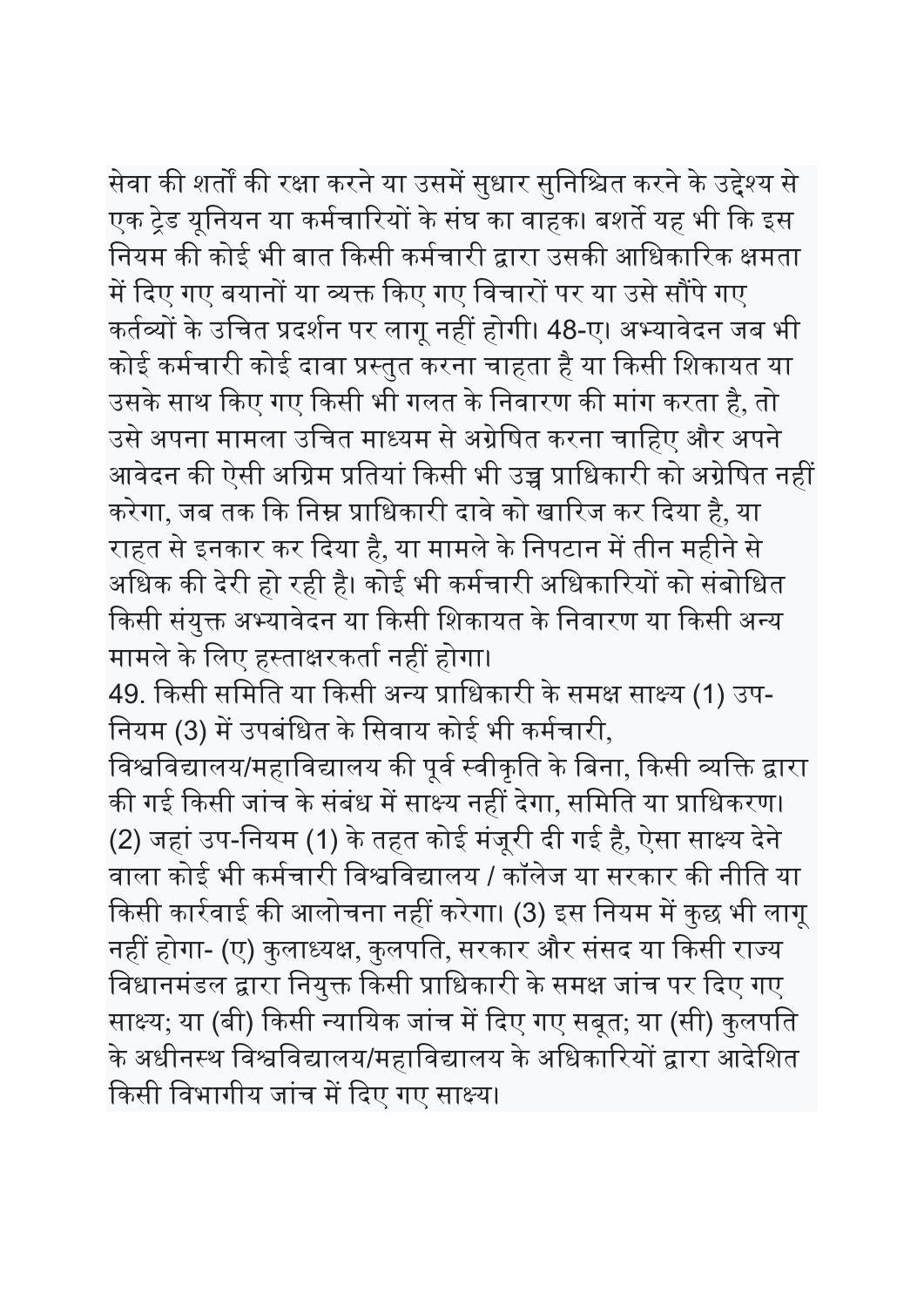सेवा की शर्तों की रक्षा करने या उसमें सुधार सुनिश्चित करने के उद्देश्य से एक ट्रेड यूनियन या कर्मचारियों के संघ का वाहक। बशर्ते यह भी कि इस नियम की कोई भी बात किसी कर्मचारी द्वारा उसकी आधिकारिक क्षमता में दिए गए बयानों या व्यक्त किए गए विचारों पर या उसे सौंपे गए कर्तव्यों के उचित प्रदर्शन पर लागू नहीं होगी। 48-ए। अभ्यावेदन जब भी कोई कर्मचारी कोई दावा प्रस्तुत करना चाहता है या किसी शिकायत या उसके साथ किए गए किसी भी गलत के निवारण की मांग करता है, तो उसे अपना मामला उचित माध्यम से अग्रेषित करना चाहिए और अपने आवेदन की ऐसी अग्रिम प्रतियां किसी भी उच्च प्राधिकारी को अग्रेषित नहीं करेगा, जब तक कि निम्न प्राधिकारी दावे को खारिज कर दिया है, या राहत से इनकार कर दिया है, या मामले के निपटान में तीन महीने से अधिक की देरी हो रही है। कोई भी कर्मचारी अधिकारियों को संबोधित किसी संयुक्त अभ्यावेदन या किसी शिकायत के निवारण या किसी अन्य मामले के लिए हस्ताक्षरकर्ता नहीं होगा।

49. किसी समिति या किसी अन्य प्राधिकारी के समक्ष साक्ष्य (1) उप-नियम (3) में उपबंधित के सिवाय कोई भी कर्मचारी, विश्वविद्यालय/महाविद्यालय की पूर्व स्वीकृति के बिना, किसी व्यक्ति द्वारा की गई किसी जांच के संबंध में साक्ष्य नहीं देगा, समिति या प्राधिकरण। (2) जहां उप-नियम (1) के तहत कोई मंजूरी दी गई है, ऐसा साक्ष्य देने वाला कोई भी कर्मचारी विश्वविद्यालय / कॉलेज या सरकार की नीति या किसी कार्रवाई की आलोचना नहीं करेगा। (3) इस नियम में कुछ भी लागू नहीं होगा- (ए) कुलाध्यक्ष, कुलपति, सरकार और संसद या किसी राज्य विधानमंडल द्वारा नियुक्त किसी प्राधिकारी के समक्ष जांच पर दिए गए साक्ष्य; या (बी) किसी न्यायिक जांच में दिए गए सबूत; या (सी) कुलपति के अधीनस्थ विश्वविद्यालय/महाविद्यालय के अधिकारियों द्वारा आदेशित किसी विभागीय जांच में दिए गए साक्ष्य।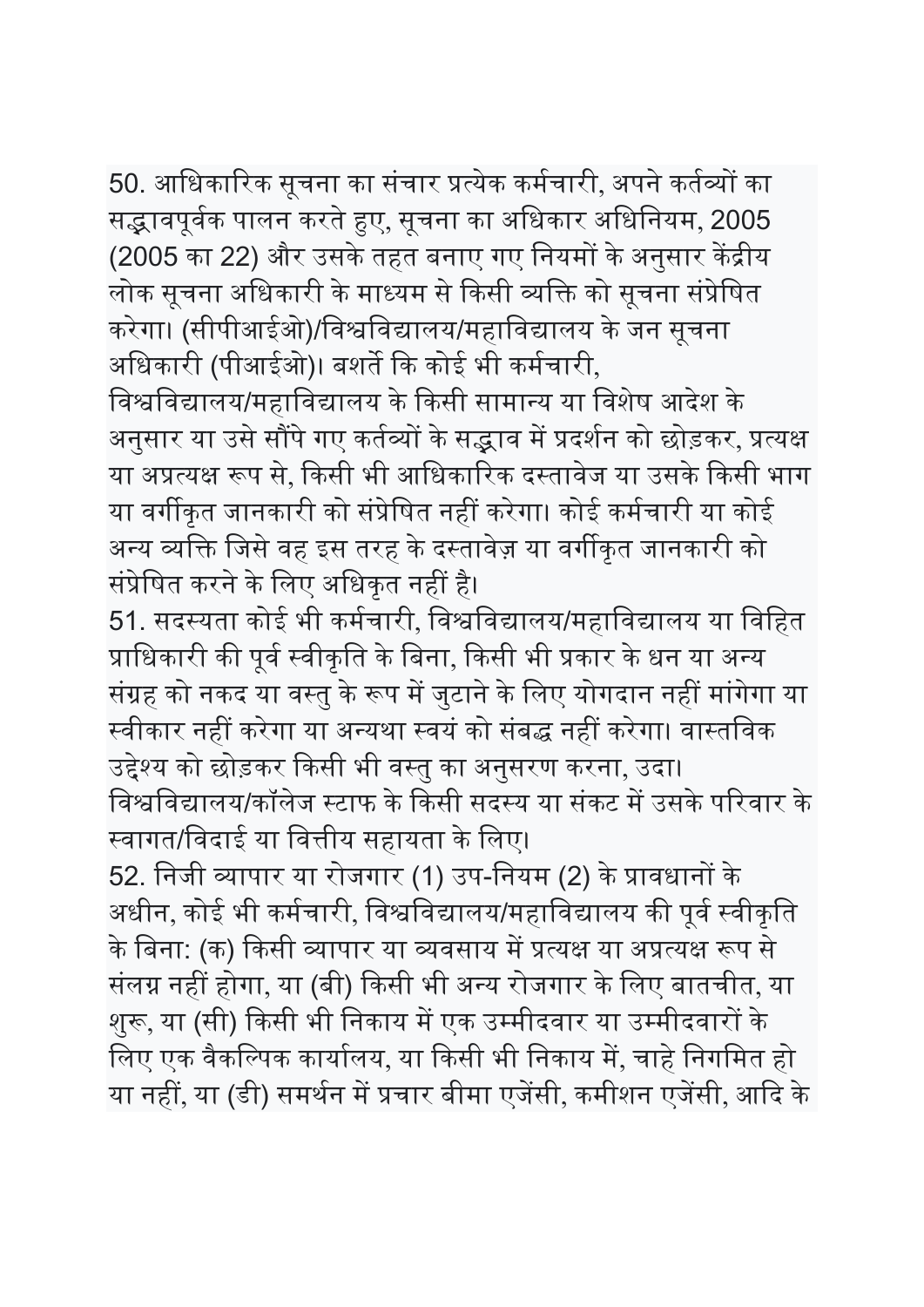50. आधिकारिक सूचना का संचार प्रत्येक कर्मचारी, अपने कर्तव्यों का सद्भावपूर्वक पालन करते हुए, सूचना का अधिकार अधिनियम, 2005 (2005 का 22) और उसके तहत बनाए गए नियमों के अनुसार केंद्रीय लोक सूचना अधिकारी के माध्यम से किसी व्यक्ति को सूचना संप्रेषित करेगा। (सीपीआईओ)/विश्वविद्यालय/महाविद्यालय के जन सूचना अधिकारी (पीआईओ)। बशर्ते कि कोई भी कर्मचारी, विश्वविद्यालय/महाविद्यालय के किसी सामान्य या विशेष आदेश के अनुसार या उसे सौंपे गए कर्तव्यों के सद्भाव में प्रदर्शन को छोड़कर, प्रत्यक्ष या अप्रत्यक्ष रूप से, किसी भी आधिकारिक दस्तावेज या उसके किसी भाग या वर्गीकृत जानकारी को संप्रेषित नहीं करेगा। कोई कर्मचारी या कोई अन्य व्यक्ति जिसे वह इस तरह के दस्तावेज़ या वर्गीकृत जानकारी को संप्रेषित करने के लिए अधिकृत नहीं है।

51. सदस्यता कोई भी कर्मचारी, विश्वविद्यालय/महाविद्यालय या विहित प्राधिकारी की पूर्व स्वीकृति के बिना, किसी भी प्रकार के धन या अन्य संग्रह को नकद या वस्तु के रूप में जुटाने के लिए योगदान नहीं मांगेगा या स्वीकार नहीं करेगा या अन्यथा स्वयं को संबद्ध नहीं करेगा। वास्तविक उद्देश्य को छोड़कर किसी भी वस्तु का अनुसरण करना, उदा। विश्वविद्यालय/कॉलेज स्टाफ के किसी सदस्य या संकट में उसके परिवार के स्वागत/विदाई या वित्तीय सहायता के लिए।

52. निजी व्यापार या रोजगार (1) उप-नियम (2) के प्रावधानों के अधीन, कोई भी कर्मचारी, विश्वविद्यालय/महाविद्यालय की पूर्व स्वीकृति के बिना: (क) किसी व्यापार या व्यवसाय में प्रत्यक्ष या अप्रत्यक्ष रूप से संलग्न नहीं होगा, या (बी) किसी भी अन्य रोजगार के लिए बातचीत, या शुरू, या (सी) किसी भी निकाय में एक उम्मीदवार या उम्मीदवारों के लिए एक वैकल्पिक कार्यालय, या किसी भी निकाय में, चाहे निगमित हो या नहीं, या (डी) समर्थन में प्रचार बीमा एजेंसी, कमीशन एजेंसी, आदि के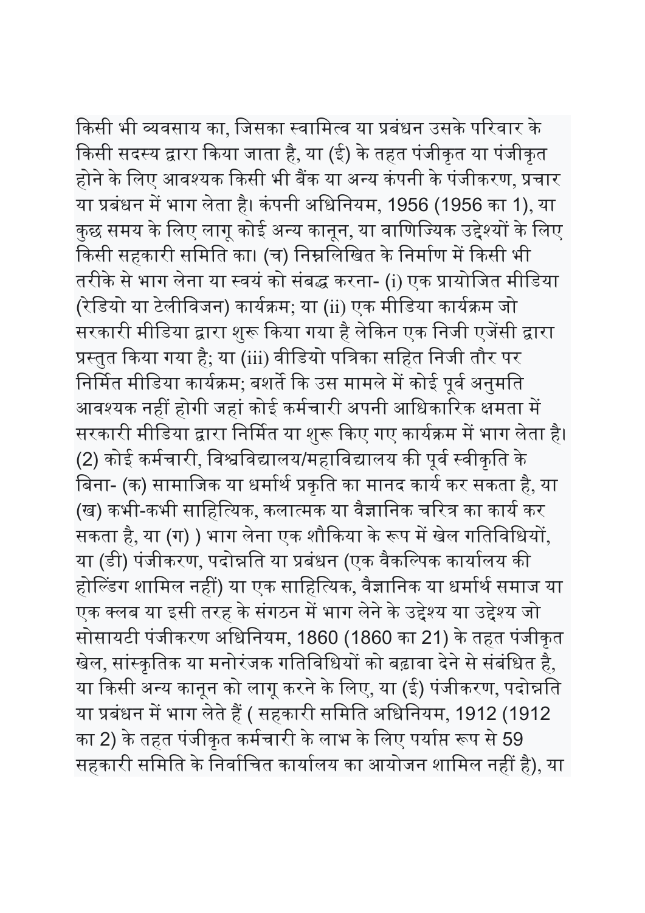किसी भी व्यवसाय का, जिसका स्वामित्व या प्रबंधन उसके परिवार के किसी सदस्य द्वारा किया जाता है, या (ई) के तहत पंजीकृत या पंजीकृत होने के लिए आवश्यक किसी भी बैंक या अन्य कंपनी के पंजीकरण, प्रचार या प्रबंधन में भाग लेता है। कंपनी अधिनियम, 1956 (1956 का 1), या कुछ समय के लिए लागू कोई अन्य कानून, या वाणिज्यिक उद्देश्यों के लिए किसी सहकारी समिति का। (च) निम्नलिखित के निर्माण में किसी भी तरीके से भाग लेना या स्वयं को संबद्ध करना- (i) एक प्रायोजित मीडिया (रेडियो या टेलीविजन) कार्यक्रम; या (ii) एक मीडिया कार्यक्रम जो सरकारी मीडिया द्वारा शुरू किया गया है लेकिन एक निजी एजेंसी द्वारा प्रस्तुत किया गया है; या (iii) वीडियो पत्रिका सहित निजी तौर पर निर्मित मीडिया कार्यक्रम; बशर्ते कि उस मामले में कोई पूर्व अनुमति आवश्यक नहीं होगी जहां कोई कर्मचारी अपनी आधिकारिक क्षमता में सरकारी मीडिया द्वारा निर्मित या शुरू किए गए कार्यक्रम में भाग लेता है। (2) कोई कर्मचारी, विश्वविद्यालय/महाविद्यालय की पूर्व स्वीकृति के बिना- (क) सामाजिक या धर्मार्थ प्रकृति का मानद कार्य कर सकता है, या (ख) कभी-कभी साहित्यिक, कलात्मक या वैज्ञानिक चरित्र का कार्य कर सकता है, या (ग) ) भाग लेना एक शौकिया के रूप में खेल गतिविधियों, या (डी) पंजीकरण, पदोन्नति या प्रबंधन (एक वैकल्पिक कार्यालय की होल्डिंग शामिल नहीं) या एक साहित्यिक, वैज्ञानिक या धर्मार्थ समाज या एक क्लब या इसी तरह के संगठन में भाग लेने के उद्देश्य या उद्देश्य जो सोसायटी पंजीकरण अधिनियम, 1860 (1860 का 21) के तहत पंजीकृत खेल, सांस्कृतिक या मनोरंजक गतिविधियों को बढ़ावा देने से संबंधित है, या किसी अन्य कानून को लागू करने के लिए, या (ई) पंजीकरण, पदोन्नति या प्रबंधन में भाग लेते हैं ( सहकारी समिति अधिनियम, 1912 (1912 का 2) के तहत पंजीकृत कर्मचारी के लाभ के लिए पर्याप्त रूप से 59 सहकारी समिति के निर्वाचित कार्यालय का आयोजन शामिल नहीं है), या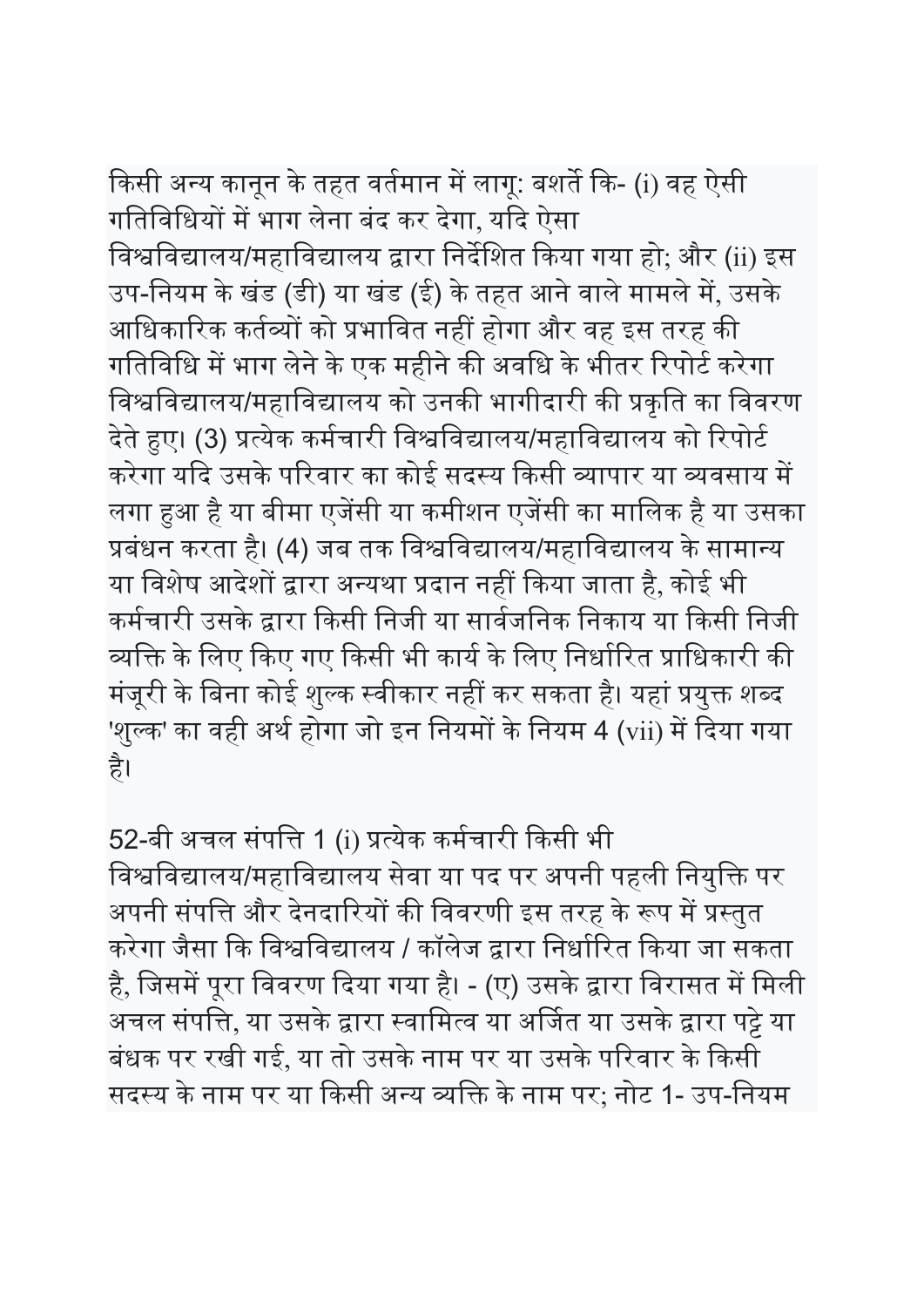किसी अन्य कानून के तहत वर्तमान में लागू: बशर्ते कि- (i) वह ऐसी गतिविधियों में भाग लेना बंद कर देगा, यदि ऐसा विश्वविद्यालय/महाविद्यालय द्वारा निर्देशित किया गया हो; और (ii) इस उप-नियम के खंड (डी) या खंड (ई) के तहत आने वाले मामले में, उसके आधिकारिक कर्तव्यों को प्रभावित नहीं होगा और वह इस तरह की गतिविधि में भाग लेने के एक महीने की अवधि के भीतर रिपोर्ट करेगा विश्वविद्यालय/महाविद्यालय को उनकी भागीदारी की प्रकृति का विवरण देते हुए। (3) प्रत्येक कर्मचारी विश्वविद्यालय/महाविद्यालय को रिपोर्ट करेगा यदि उसके परिवार का कोई सदस्य किसी व्यापार या व्यवसाय में लगा हुआ है या बीमा एजेंसी या कमीशन एजेंसी का मालिक है या उसका प्रबंधन करता है। (4) जब तक विश्वविद्यालय/महाविद्यालय के सामान्य या विशेष आदेशों द्वारा अन्यथा प्रदान नहीं किया जाता है, कोई भी कर्मचारी उसके द्वारा किसी निजी या सार्वजनिक निकाय या किसी निजी व्यक्ति के लिए किए गए किसी भी कार्य के लिए निर्धारित प्राधिकारी की मंजूरी के बिना कोई शुल्क स्वीकार नहीं कर सकता है। यहां प्रयुक्त शब्द 'शुल्क' का वही अर्थ होगा जो इन नियमों के नियम 4 (vii) में दिया गया है।

52-बी अचल संपत्ति 1 (i) प्रत्येक कर्मचारी किसी भी विश्वविद्यालय/महाविद्यालय सेवा या पद पर अपनी पहली नियुक्ति पर अपनी संपत्ति और देनदारियों की विवरणी इस तरह के रूप में प्रस्तुत करेगा जैसा कि विश्वविद्यालय / कॉलेज द्वारा निर्धारित किया जा सकता है, जिसमें पूरा विवरण दिया गया है। - (ए) उसके द्वारा विरासत में मिली अचल संपत्ति, या उसके द्वारा स्वामित्व या अर्जित या उसके द्वारा पट्टे या बंधक पर रखी गई, या तो उसके नाम पर या उसके परिवार के किसी सदस्य के नाम पर या किसी अन्य व्यक्ति के नाम पर; नोट 1- उप-नियम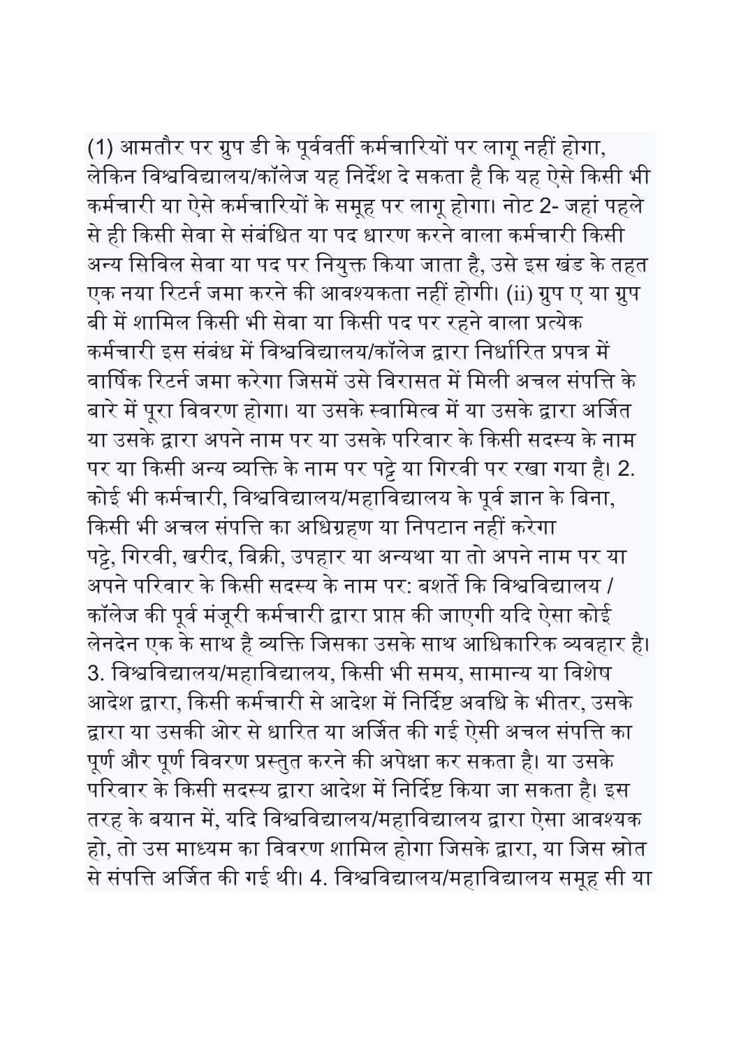(1) आमतौर पर ग्रुप डी के पूर्ववर्ती कर्मचारियों पर लागू नहीं होगा, लेकिन विश्वविद्यालय/कॉलेज यह निर्देश दे सकता है कि यह ऐसे किसी भी कर्मचारी या ऐसे कर्मचारियों के समूह पर लागू होगा। नोट 2- जहां पहले से ही किसी सेवा से संबंधित या पद धारण करने वाला कर्मचारी किसी अन्य सिविल सेवा या पद पर नियुक्त किया जाता है, उसे इस खंड के तहत एक नया रिटर्न जमा करने की आवश्यकता नहीं होगी। (ii) ग्रुप ए या ग्रुप बी में शामिल किसी भी सेवा या किसी पद पर रहने वाला प्रत्येक कर्मचारी इस संबंध में विश्वविद्यालय/कॉलेज द्वारा निर्धारित प्रपत्र में वार्षिक रिटर्न जमा करेगा जिसमें उसे विरासत में मिली अचल संपत्ति के बारे में पूरा विवरण होगा। या उसके स्वामित्व में या उसके द्वारा अर्जित या उसके द्वारा अपने नाम पर या उसके परिवार के किसी सदस्य के नाम पर या किसी अन्य व्यक्ति के नाम पर पट्टे या गिरवी पर रखा गया है। 2. कोई भी कर्मचारी, विश्वविद्यालय/महाविद्यालय के पूर्व ज्ञान के बिना, किसी भी अचल संपत्ति का अधिग्रहण या निपटान नहीं करेगा पट्टे, गिरवी, खरीद, बिक्री, उपहार या अन्यथा या तो अपने नाम पर या अपने परिवार के किसी सदस्य के नाम पर: बशर्ते कि विश्वविद्यालय / कॉलेज की पूर्व मंजूरी कर्मचारी द्वारा प्राप्त की जाएगी यदि ऐसा कोई लेनदेन एक के साथ है व्यक्ति जिसका उसके साथ आधिकारिक व्यवहार है। 3. विश्वविद्यालय/महाविद्यालय, किसी भी समय, सामान्य या विशेष आदेश द्वारा, किसी कर्मचारी से आदेश में निर्दिष्ट अवधि के भीतर, उसके द्वारा या उसकी ओर से धारित या अर्जित की गई ऐसी अचल संपत्ति का पूर्ण और पूर्ण विवरण प्रस्तुत करने की अपेक्षा कर सकता है। या उसके परिवार के किसी सदस्य द्वारा आदेश में निर्दिष्ट किया जा सकता है। इस तरह के बयान में, यदि विश्वविद्यालय/महाविद्यालय द्वारा ऐसा आवश्यक हो, तो उस माध्यम का विवरण शामिल होगा जिसके द्वारा, या जिस स्रोत से संपत्ति अर्जित की गई थी। 4. विश्वविद्यालय/महाविद्यालय समूह सी या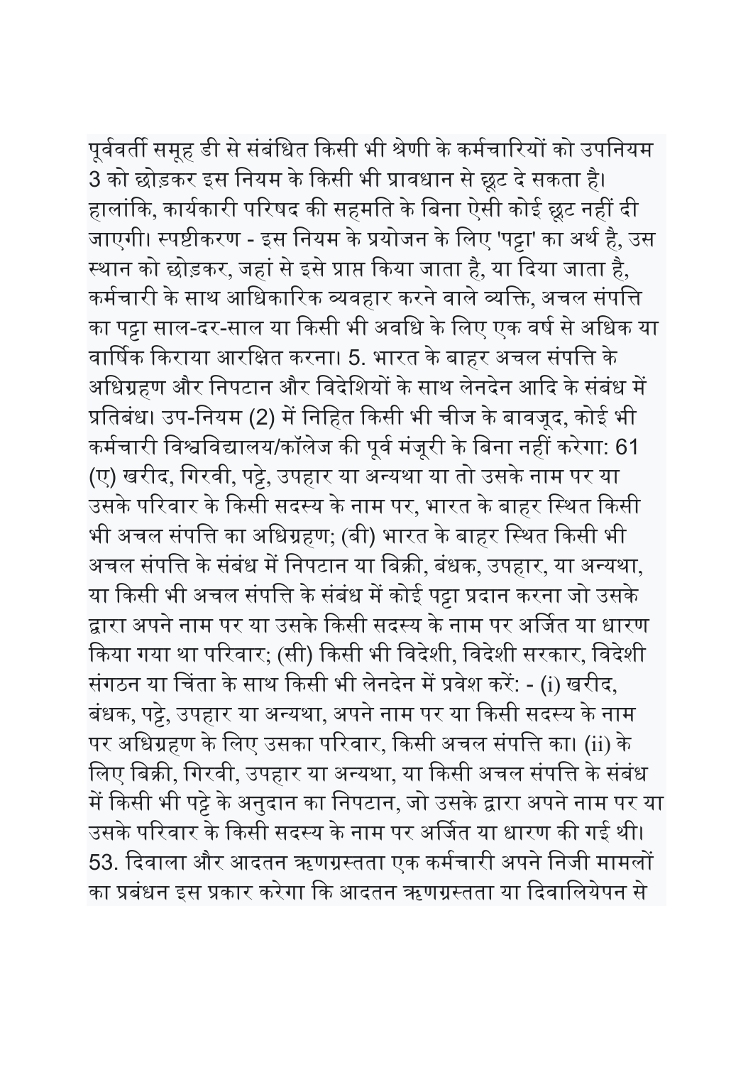पूर्ववर्ती समूह डी से संबंधित किसी भी श्रेणी के कर्मचारियों को उपनियम 3 को छोड़कर इस नियम के किसी भी प्रावधान से छूट दे सकता है। हालांकि, कार्यकारी परिषद की सहमति के बिना ऐसी कोई छूट नहीं दी जाएगी। स्पष्टीकरण - इस नियम के प्रयोजन के लिए 'पट्टा' का अर्थ है, उस स्थान को छोड़कर, जहां से इसे प्राप्त किया जाता है, या दिया जाता है, कर्मचारी के साथ आधिकारिक व्यवहार करने वाले व्यक्ति, अचल संपत्ति का पट्टा साल-दर-साल या किसी भी अवधि के लिए एक वर्ष से अधिक या वार्षिक किराया आरक्षित करना। 5. भारत के बाहर अचल संपत्ति के अधिग्रहण और निपटान और विदेशियों के साथ लेनदेन आदि के संबंध में प्रतिबंध। उप-नियम (2) में निहित किसी भी चीज के बावजूद, कोई भी कर्मचारी विश्वविद्यालय/कॉलेज की पूर्व मंजूरी के बिना नहीं करेगा: 61 (ए) खरीद, गिरवी, पट्टे, उपहार या अन्यथा या तो उसके नाम पर या उसके परिवार के किसी सदस्य के नाम पर, भारत के बाहर स्थित किसी भी अचल संपत्ति का अधिग्रहण; (बी) भारत के बाहर स्थित किसी भी अचल संपत्ति के संबंध में निपटान या बिक्री, बंधक, उपहार, या अन्यथा, या किसी भी अचल संपत्ति के संबंध में कोई पट्टा प्रदान करना जो उसके द्वारा अपने नाम पर या उसके किसी सदस्य के नाम पर अर्जित या धारण किया गया था परिवार; (सी) किसी भी विदेशी, विदेशी सरकार, विदेशी संगठन या चिंता के साथ किसी भी लेनदेन में प्रवेश करें: - (i) खरीद, बंधक, पट्टे, उपहार या अन्यथा, अपने नाम पर या किसी सदस्य के नाम पर अधिग्रहण के लिए उसका परिवार, किसी अचल संपत्ति का। (ii) के लिए बिक्री, गिरवी, उपहार या अन्यथा, या किसी अचल संपत्ति के संबंध में किसी भी पट्टे के अनुदान का निपटान, जो उसके द्वारा अपने नाम पर या उसके परिवार के किसी सदस्य के नाम पर अर्जित या धारण की गई थी। 53. दिवाला और आदतन ऋणग्रस्तता एक कर्मचारी अपने निजी मामलों का प्रबंधन इस प्रकार करेगा कि आदतन ऋणग्रस्तता या दिवालियेपन से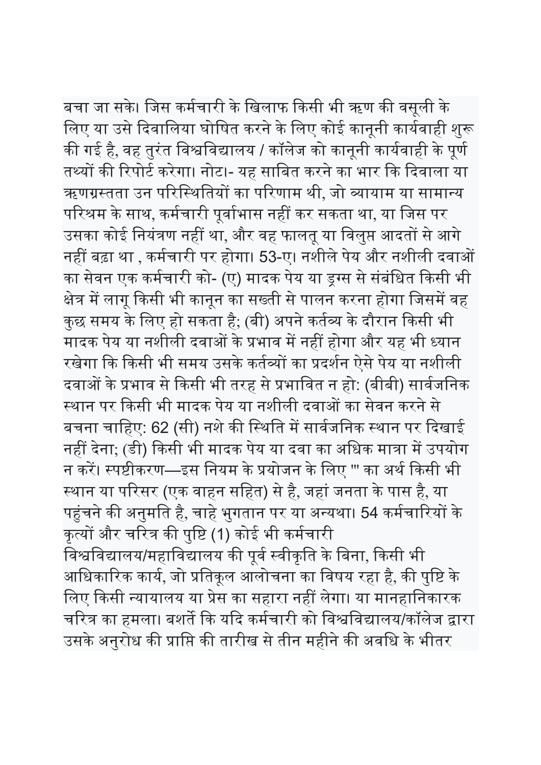बचा जा सके। जिस कर्मचारी के खिलाफ किसी भी ऋण की वसूली के लिए या उसे दिवालिया घोषित करने के लिए कोई कानूनी कार्यवाही शुरू की गई है, वह तुरंत विश्वविद्यालय / कॉलेज को कानूनी कार्यवाही के पूर्ण तथ्यों की रिपोर्ट करेगा। नोट।- यह साबित करने का भार कि दिवाला या ऋणग्रस्तता उन परिस्थितियों का परिणाम थी, जो व्यायाम या सामान्य परिश्रम के साथ, कर्मचारी पूर्वाभास नहीं कर सकता था, या जिस पर उसका कोई नियंत्रण नहीं था, और वह फालतू या विलुप्त आदतों से आगे नहीं बढ़ा था , कर्मचारी पर होगा। 53-ए। नशीले पेय और नशीली दवाओं का सेवन एक कर्मचारी को- (ए) मादक पेय या ड्रग्स से संबंधित किसी भी क्षेत्र में लागू किसी भी कानून का सख्ती से पालन करना होगा जिसमें वह कुछ समय के लिए हो सकता है; (बी) अपने कर्तव्य के दौरान किसी भी मादक पेय या नशीली दवाओं के प्रभाव में नहीं होगा और यह भी ध्यान रखेगा कि किसी भी समय उसके कर्तव्यों का प्रदर्शन ऐसे पेय या नशीली दवाओं के प्रभाव से किसी भी तरह से प्रभावित न हो: (बीबी) सार्वजनिक स्थान पर किसी भी मादक पेय या नशीली दवाओं का सेवन करने से बचना चाहिए: 62 (सी) नशे की स्थिति में सार्वजनिक स्थान पर दिखाई नहीं देना; (डी) किसी भी मादक पेय या दवा का अधिक मात्रा में उपयोग न करें। स्पष्टीकरण—इस नियम के प्रयोजन के लिए '" का अर्थ किसी भी स्थान या परिसर (एक वाहन सहित) से है, जहां जनता के पास है, या पहुंचने की अनुमति है, चाहे भुगतान पर या अन्यथा। 54 कर्मचारियों के कृत्यों और चरित्र की पुष्टि (1) कोई भी कर्मचारी विश्वविद्यालय/महाविद्यालय की पूर्व स्वीकृति के बिना, किसी भी आधिकारिक कार्य, जो प्रतिकूल आलोचना का विषय रहा है, की पुष्टि के लिए किसी न्यायालय या प्रेस का सहारा नहीं लेगा। या मानहानिकारक चरित्र का हमला। बशर्ते कि यदि कर्मचारी को विश्वविद्यालय/कॉलेज द्वारा उसके अनुरोध की प्राप्ति की तारीख से तीन महीने की अवधि के भीतर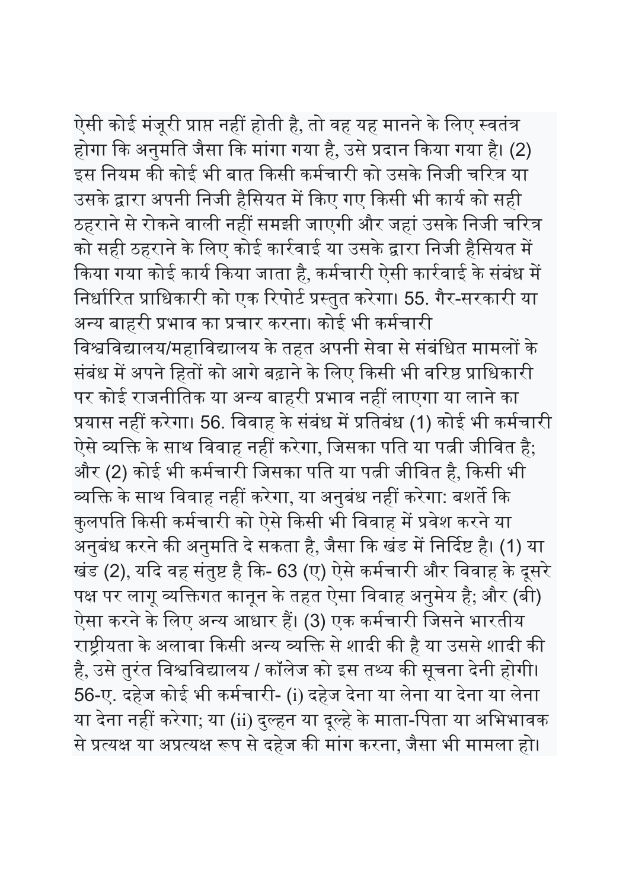ऐसी कोई मंजूरी प्राप्त नहीं होती है, तो वह यह मानने के लिए स्वतंत्र होगा कि अनुमति जैसा कि मांगा गया है, उसे प्रदान किया गया है। (2) इस नियम की कोई भी बात किसी कर्मचारी को उसके निजी चरित्र या उसके द्वारा अपनी निजी हैसियत में किए गए किसी भी कार्य को सही ठहराने से रोकने वाली नहीं समझी जाएगी और जहां उसके निजी चरित्र को सही ठहराने के लिए कोई कार्रवाई या उसके द्वारा निजी हैसियत में किया गया कोई कार्य किया जाता है, कर्मचारी ऐसी कार्रवाई के संबंध में निर्धारित प्राधिकारी को एक रिपोर्ट प्रस्तुत करेगा। 55. गैर-सरकारी या अन्य बाहरी प्रभाव का प्रचार करना। कोई भी कर्मचारी विश्वविद्यालय/महाविद्यालय के तहत अपनी सेवा से संबंधित मामलों के संबंध में अपने हितों को आगे बढ़ाने के लिए किसी भी वरिष्ठ प्राधिकारी पर कोई राजनीतिक या अन्य बाहरी प्रभाव नहीं लाएगा या लाने का प्रयास नहीं करेगा। 56. विवाह के संबंध में प्रतिबंध (1) कोई भी कर्मचारी ऐसे व्यक्ति के साथ विवाह नहीं करेगा, जिसका पति या पत्नी जीवित है; और (2) कोई भी कर्मचारी जिसका पति या पत्नी जीवित है, किसी भी व्यक्ति के साथ विवाह नहीं करेगा, या अनुबंध नहीं करेगा: बशर्ते कि कुलपति किसी कर्मचारी को ऐसे किसी भी विवाह में प्रवेश करने या अनुबंध करने की अनुमति दे सकता है, जैसा कि खंड में निर्दिष्ट है। (1) या खंड (2), यदि वह संतुष्ट है कि- 63 (ए) ऐसे कर्मचारी और विवाह के दूसरे पक्ष पर लागू व्यक्तिगत कानून के तहत ऐसा विवाह अनुमेय है; और (बी) ऐसा करने के लिए अन्य आधार हैं। (3) एक कर्मचारी जिसने भारतीय राष्ट्रीयता के अलावा किसी अन्य व्यक्ति से शादी की है या उससे शादी की है, उसे तुरंत विश्वविद्यालय / कॉलेज को इस तथ्य की सूचना देनी होगी। 56-ए. दहेज कोई भी कर्मचारी- (i) दहेज देना या लेना या देना या लेना या देना नहीं करेगा; या (ii) दुल्हन या दूल्हे के माता-पिता या अभिभावक से प्रत्यक्ष या अप्रत्यक्ष रूप से दहेज की मांग करना, जैसा भी मामला हो।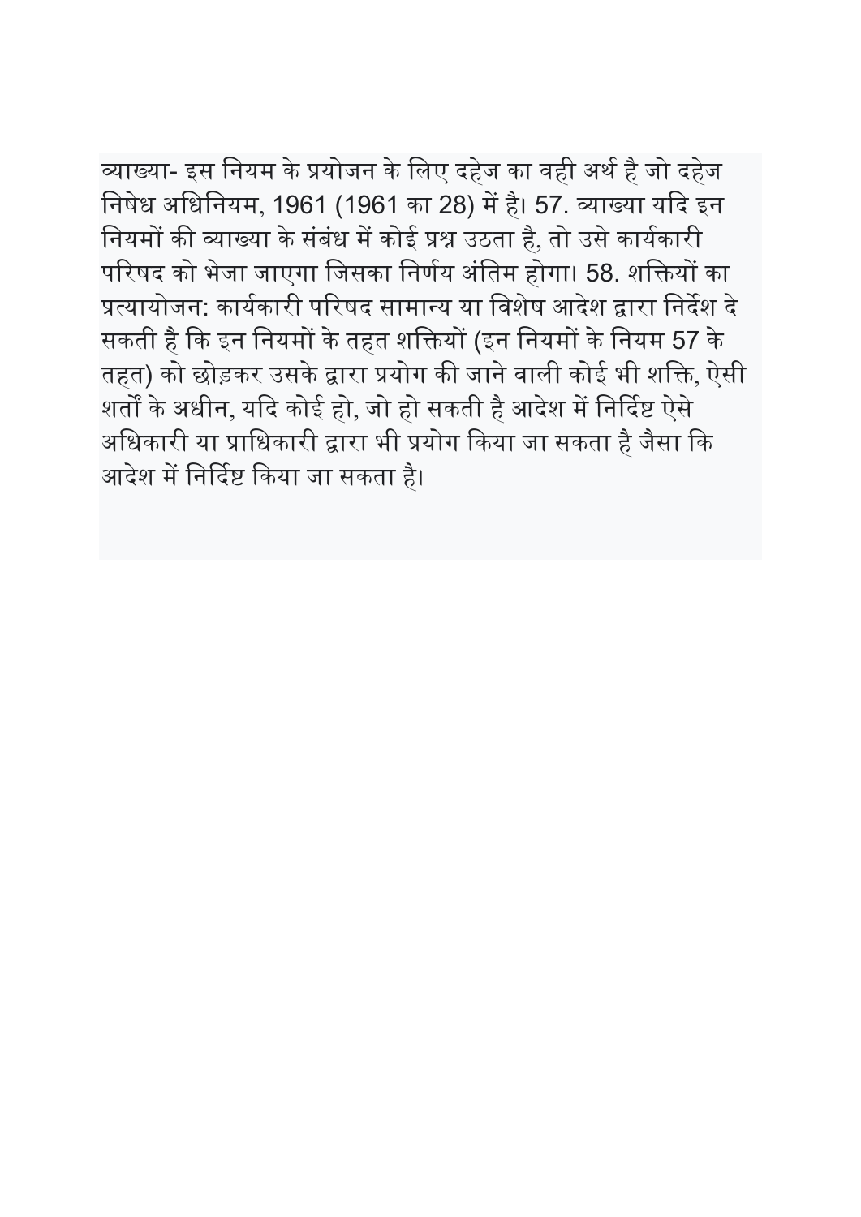व्याख्या- इस नियम के प्रयोजन के लिए दहेज का वही अर्थ है जो दहेज निषेध अधिनियम, 1961 (1961 का 28) में है। 57. व्याख्या यदि इन नियमों की व्याख्या के संबंध में कोई प्रश्न उठता है, तो उसे कार्यकारी परिषद को भेजा जाएगा जिसका निर्णय अंतिम होगा। 58. शक्तियों का प्रत्यायोजन: कार्यकारी परिषद सामान्य या विशेष आदेश द्वारा निर्देश दे सकती है कि इन नियमों के तहत शक्तियों (इन नियमों के नियम 57 के तहत) को छोड़कर उसके द्वारा प्रयोग की जाने वाली कोई भी शक्ति, ऐसी शर्तों के अधीन, यदि कोई हो, जो हो सकती है आदेश में निर्दिष्ट ऐसे अधिकारी या प्राधिकारी द्वारा भी प्रयोग किया जा सकता है जैसा कि आदेश में निर्दिष्ट किया जा सकता है।